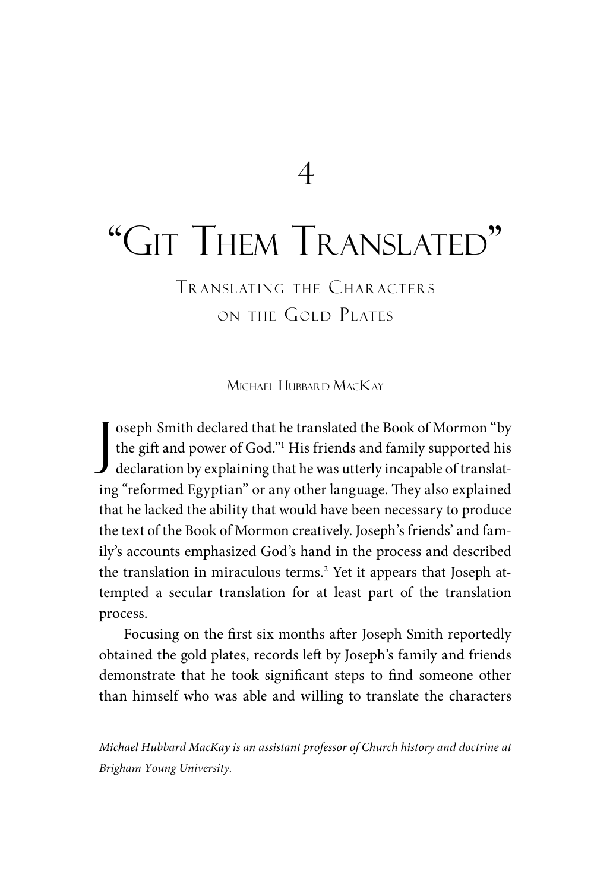# 4

# "Git Them Translated"

## Translating the Characters on the Gold Plates

Michael Hubbard MacKay

Joseph Smith declared that he translated the Book of Mormon "by the gift and power of God."[1] His friends and family supported his declaration by explaining that he was utterly incapable of translating "reformed Egyptian" or any other language. They also explained that he lacked the ability that would have been necessary to produce the text of the Book of Mormon creatively. Joseph's friends' and family's accounts emphasized God's hand in the process and described the translation in miraculous terms.[2] Yet it appears that Joseph attempted a secular translation for at least part of the translation process.

Focusing on the first six months after Joseph Smith reportedly obtained the gold plates, records left by Joseph's family and friends demonstrate that he took significant steps to find someone other than himself who was able and willing to translate the characters

---

*Michael Hubbard MacKay is an assistant professor of Church history and doctrine at Brigham Young University.*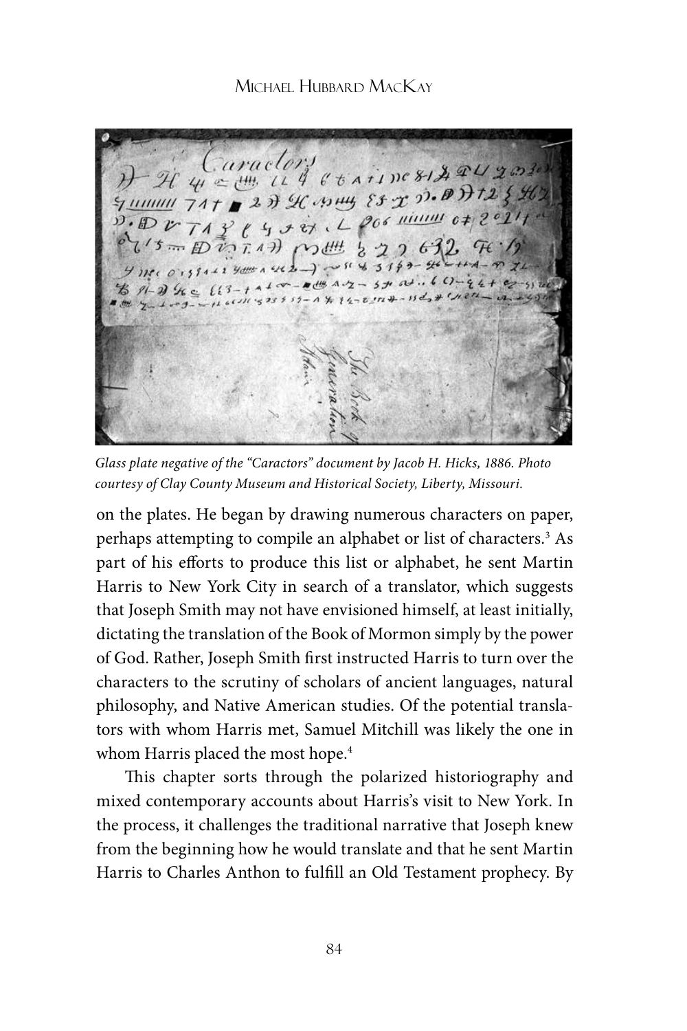*Glass plate negative of the "Caractors" document by Jacob H. Hicks, 1886. Photo courtesy of Clay County Museum and Historical Society, Liberty, Missouri.*

on the plates. He began by drawing numerous characters on paper, perhaps attempting to compile an alphabet or list of characters.[3] As part of his efforts to produce this list or alphabet, he sent Martin Harris to New York City in search of a translator, which suggests that Joseph Smith may not have envisioned himself, at least initially, dictating the translation of the Book of Mormon simply by the power of God. Rather, Joseph Smith first instructed Harris to turn over the characters to the scrutiny of scholars of ancient languages, natural philosophy, and Native American studies. Of the potential translators with whom Harris met, Samuel Mitchill was likely the one in whom Harris placed the most hope.[4]

This chapter sorts through the polarized historiography and mixed contemporary accounts about Harris's visit to New York. In the process, it challenges the traditional narrative that Joseph knew from the beginning how he would translate and that he sent Martin Harris to Charles Anthon to fulfill an Old Testament prophecy. By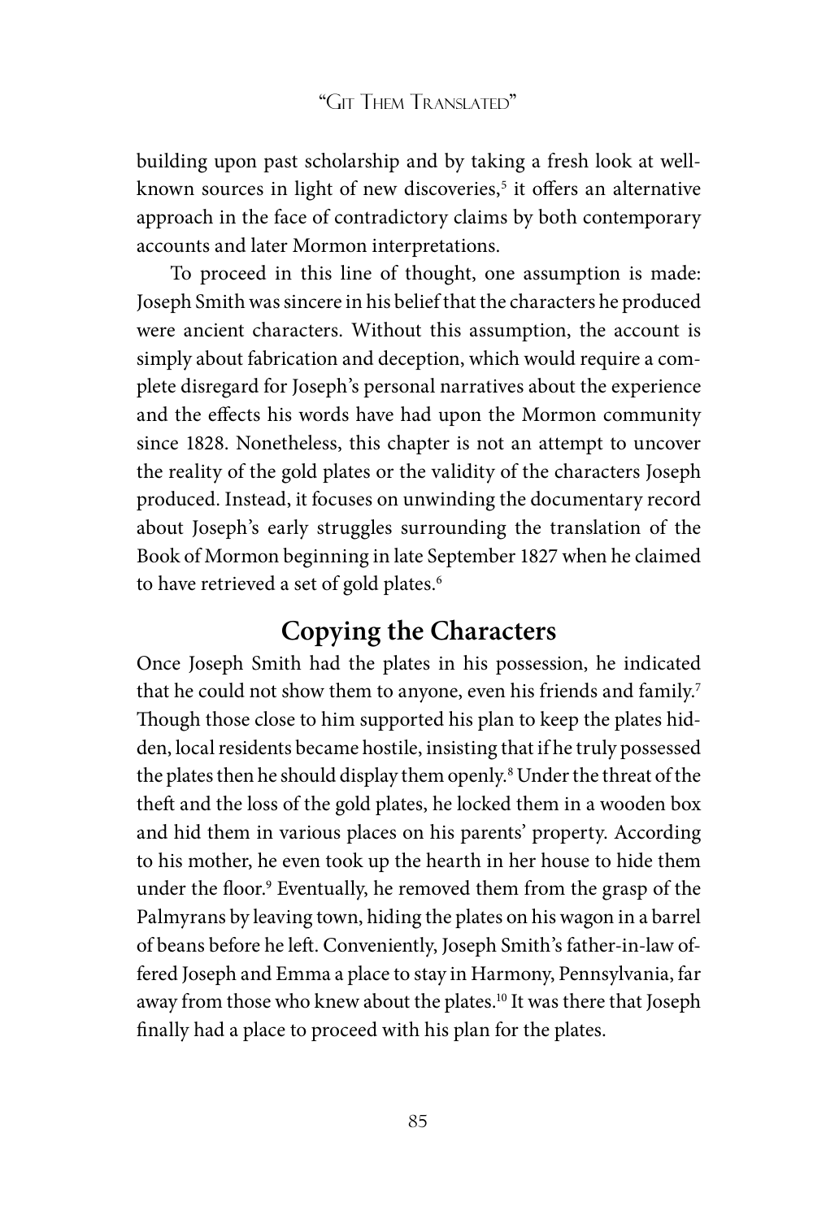building upon past scholarship and by taking a fresh look at well-known sources in light of new discoveries,[5] it offers an alternative approach in the face of contradictory claims by both contemporary accounts and later Mormon interpretations.

To proceed in this line of thought, one assumption is made: Joseph Smith was sincere in his belief that the characters he produced were ancient characters. Without this assumption, the account is simply about fabrication and deception, which would require a complete disregard for Joseph's personal narratives about the experience and the effects his words have had upon the Mormon community since 1828. Nonetheless, this chapter is not an attempt to uncover the reality of the gold plates or the validity of the characters Joseph produced. Instead, it focuses on unwinding the documentary record about Joseph's early struggles surrounding the translation of the Book of Mormon beginning in late September 1827 when he claimed to have retrieved a set of gold plates.[6]

## Copying the Characters

Once Joseph Smith had the plates in his possession, he indicated that he could not show them to anyone, even his friends and family.[7] Though those close to him supported his plan to keep the plates hidden, local residents became hostile, insisting that if he truly possessed the plates then he should display them openly.[8] Under the threat of the theft and the loss of the gold plates, he locked them in a wooden box and hid them in various places on his parents' property. According to his mother, he even took up the hearth in her house to hide them under the floor.[9] Eventually, he removed them from the grasp of the Palmyrans by leaving town, hiding the plates on his wagon in a barrel of beans before he left. Conveniently, Joseph Smith's father-in-law offered Joseph and Emma a place to stay in Harmony, Pennsylvania, far away from those who knew about the plates.[10] It was there that Joseph finally had a place to proceed with his plan for the plates.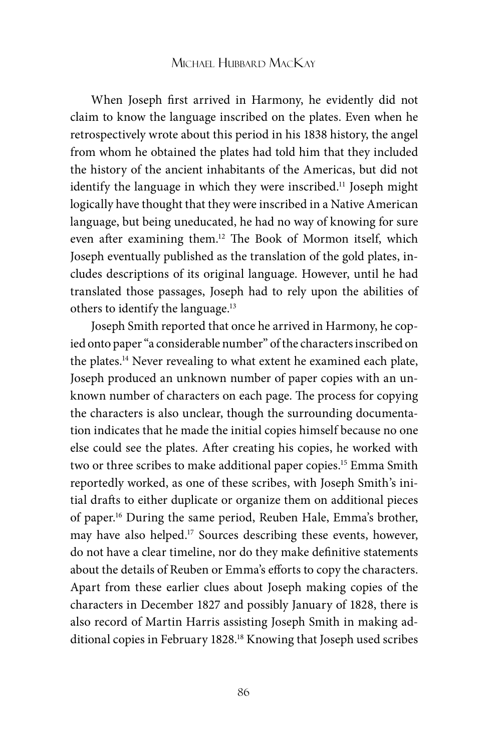When Joseph first arrived in Harmony, he evidently did not claim to know the language inscribed on the plates. Even when he retrospectively wrote about this period in his 1838 history, the angel from whom he obtained the plates had told him that they included the history of the ancient inhabitants of the Americas, but did not identify the language in which they were inscribed.[11] Joseph might logically have thought that they were inscribed in a Native American language, but being uneducated, he had no way of knowing for sure even after examining them.[12] The Book of Mormon itself, which Joseph eventually published as the translation of the gold plates, includes descriptions of its original language. However, until he had translated those passages, Joseph had to rely upon the abilities of others to identify the language.[13]

Joseph Smith reported that once he arrived in Harmony, he copied onto paper "a considerable number" of the characters inscribed on the plates.[14] Never revealing to what extent he examined each plate, Joseph produced an unknown number of paper copies with an unknown number of characters on each page. The process for copying the characters is also unclear, though the surrounding documentation indicates that he made the initial copies himself because no one else could see the plates. After creating his copies, he worked with two or three scribes to make additional paper copies.[15] Emma Smith reportedly worked, as one of these scribes, with Joseph Smith's initial drafts to either duplicate or organize them on additional pieces of paper.[16] During the same period, Reuben Hale, Emma's brother, may have also helped.[17] Sources describing these events, however, do not have a clear timeline, nor do they make definitive statements about the details of Reuben or Emma's efforts to copy the characters. Apart from these earlier clues about Joseph making copies of the characters in December 1827 and possibly January of 1828, there is also record of Martin Harris assisting Joseph Smith in making additional copies in February 1828.[18] Knowing that Joseph used scribes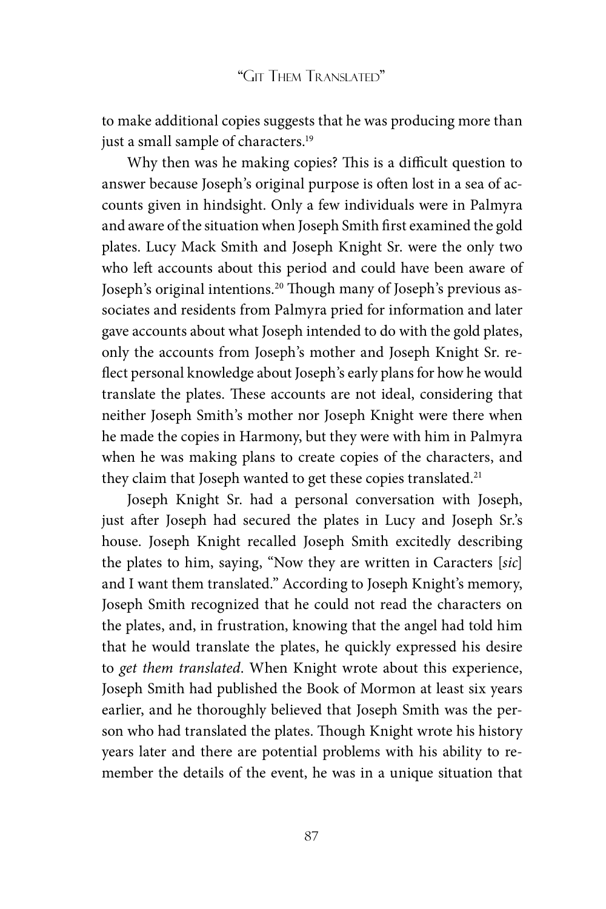to make additional copies suggests that he was producing more than just a small sample of characters.[19]

Why then was he making copies? This is a difficult question to answer because Joseph's original purpose is often lost in a sea of accounts given in hindsight. Only a few individuals were in Palmyra and aware of the situation when Joseph Smith first examined the gold plates. Lucy Mack Smith and Joseph Knight Sr. were the only two who left accounts about this period and could have been aware of Joseph's original intentions.[20] Though many of Joseph's previous associates and residents from Palmyra pried for information and later gave accounts about what Joseph intended to do with the gold plates, only the accounts from Joseph's mother and Joseph Knight Sr. reflect personal knowledge about Joseph's early plans for how he would translate the plates. These accounts are not ideal, considering that neither Joseph Smith's mother nor Joseph Knight were there when he made the copies in Harmony, but they were with him in Palmyra when he was making plans to create copies of the characters, and they claim that Joseph wanted to get these copies translated.[21]

Joseph Knight Sr. had a personal conversation with Joseph, just after Joseph had secured the plates in Lucy and Joseph Sr.'s house. Joseph Knight recalled Joseph Smith excitedly describing the plates to him, saying, "Now they are written in Caracters [*sic*] and I want them translated." According to Joseph Knight's memory, Joseph Smith recognized that he could not read the characters on the plates, and, in frustration, knowing that the angel had told him that he would translate the plates, he quickly expressed his desire to *get them translated*. When Knight wrote about this experience, Joseph Smith had published the Book of Mormon at least six years earlier, and he thoroughly believed that Joseph Smith was the person who had translated the plates. Though Knight wrote his history years later and there are potential problems with his ability to remember the details of the event, he was in a unique situation that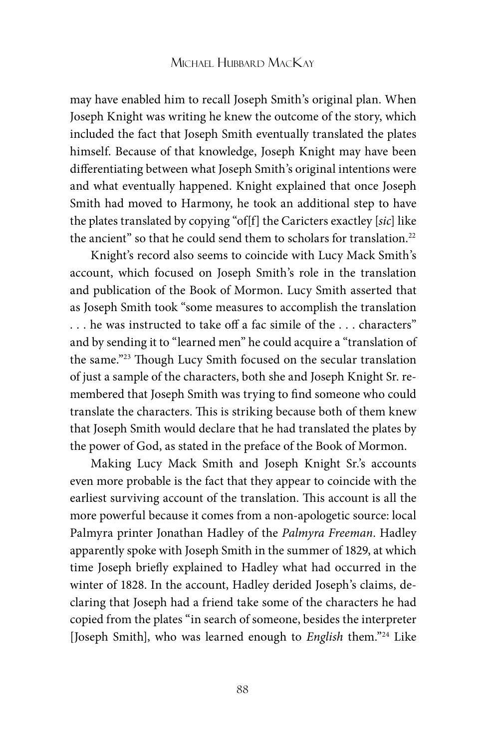may have enabled him to recall Joseph Smith's original plan. When Joseph Knight was writing he knew the outcome of the story, which included the fact that Joseph Smith eventually translated the plates himself. Because of that knowledge, Joseph Knight may have been differentiating between what Joseph Smith's original intentions were and what eventually happened. Knight explained that once Joseph Smith had moved to Harmony, he took an additional step to have the plates translated by copying "of[f] the Caricters exactley [*sic*] like the ancient" so that he could send them to scholars for translation.[22]

Knight's record also seems to coincide with Lucy Mack Smith's account, which focused on Joseph Smith's role in the translation and publication of the Book of Mormon. Lucy Smith asserted that as Joseph Smith took "some measures to accomplish the translation . . . he was instructed to take off a fac simile of the . . . characters" and by sending it to "learned men" he could acquire a "translation of the same."[23] Though Lucy Smith focused on the secular translation of just a sample of the characters, both she and Joseph Knight Sr. remembered that Joseph Smith was trying to find someone who could translate the characters. This is striking because both of them knew that Joseph Smith would declare that he had translated the plates by the power of God, as stated in the preface of the Book of Mormon.

Making Lucy Mack Smith and Joseph Knight Sr.'s accounts even more probable is the fact that they appear to coincide with the earliest surviving account of the translation. This account is all the more powerful because it comes from a non-apologetic source: local Palmyra printer Jonathan Hadley of the *Palmyra Freeman*. Hadley apparently spoke with Joseph Smith in the summer of 1829, at which time Joseph briefly explained to Hadley what had occurred in the winter of 1828. In the account, Hadley derided Joseph's claims, declaring that Joseph had a friend take some of the characters he had copied from the plates "in search of someone, besides the interpreter [Joseph Smith], who was learned enough to *English* them."[24] Like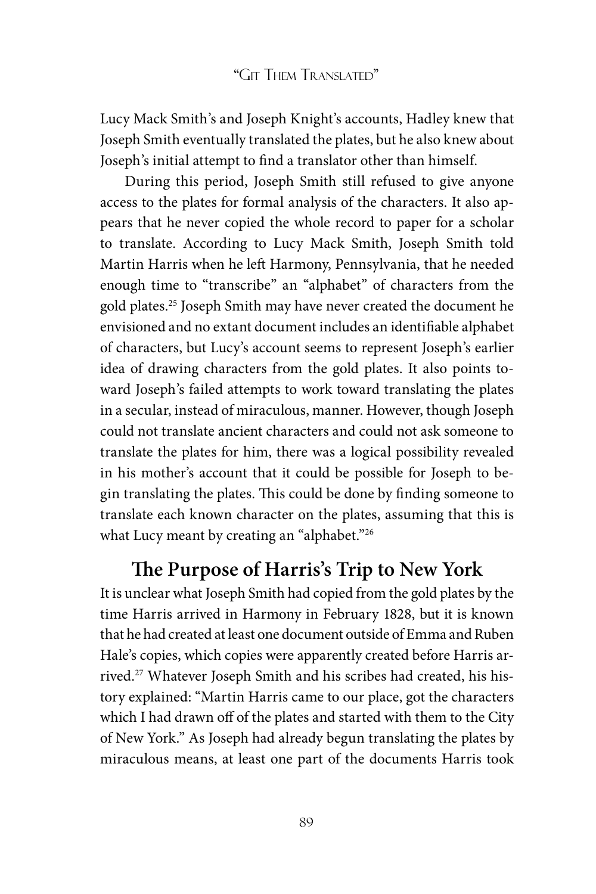Lucy Mack Smith's and Joseph Knight's accounts, Hadley knew that Joseph Smith eventually translated the plates, but he also knew about Joseph's initial attempt to find a translator other than himself.

During this period, Joseph Smith still refused to give anyone access to the plates for formal analysis of the characters. It also appears that he never copied the whole record to paper for a scholar to translate. According to Lucy Mack Smith, Joseph Smith told Martin Harris when he left Harmony, Pennsylvania, that he needed enough time to "transcribe" an "alphabet" of characters from the gold plates.[25] Joseph Smith may have never created the document he envisioned and no extant document includes an identifiable alphabet of characters, but Lucy's account seems to represent Joseph's earlier idea of drawing characters from the gold plates. It also points toward Joseph's failed attempts to work toward translating the plates in a secular, instead of miraculous, manner. However, though Joseph could not translate ancient characters and could not ask someone to translate the plates for him, there was a logical possibility revealed in his mother's account that it could be possible for Joseph to begin translating the plates. This could be done by finding someone to translate each known character on the plates, assuming that this is what Lucy meant by creating an "alphabet."[26]

## The Purpose of Harris's Trip to New York

It is unclear what Joseph Smith had copied from the gold plates by the time Harris arrived in Harmony in February 1828, but it is known that he had created at least one document outside of Emma and Ruben Hale's copies, which copies were apparently created before Harris arrived.[27] Whatever Joseph Smith and his scribes had created, his history explained: "Martin Harris came to our place, got the characters which I had drawn off of the plates and started with them to the City of New York." As Joseph had already begun translating the plates by miraculous means, at least one part of the documents Harris took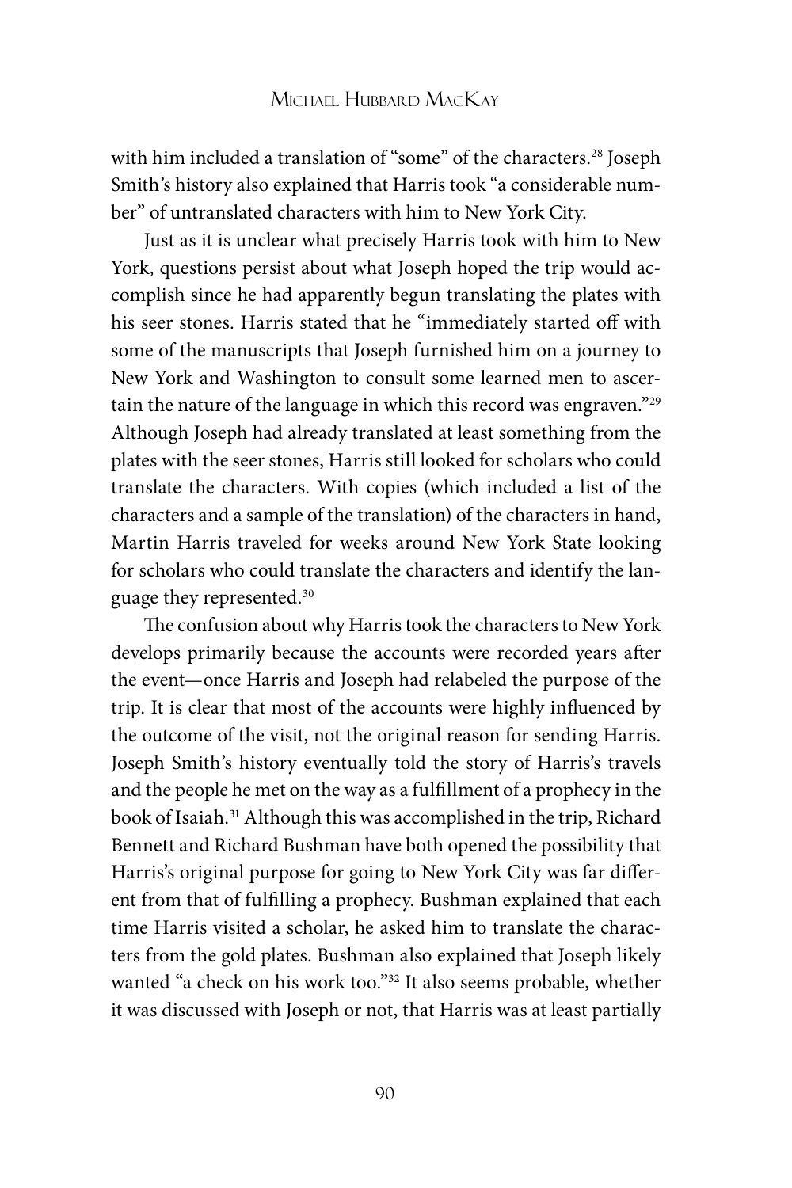with him included a translation of "some" of the characters.[28] Joseph Smith's history also explained that Harris took "a considerable number" of untranslated characters with him to New York City.

Just as it is unclear what precisely Harris took with him to New York, questions persist about what Joseph hoped the trip would accomplish since he had apparently begun translating the plates with his seer stones. Harris stated that he "immediately started off with some of the manuscripts that Joseph furnished him on a journey to New York and Washington to consult some learned men to ascertain the nature of the language in which this record was engraven."[29] Although Joseph had already translated at least something from the plates with the seer stones, Harris still looked for scholars who could translate the characters. With copies (which included a list of the characters and a sample of the translation) of the characters in hand, Martin Harris traveled for weeks around New York State looking for scholars who could translate the characters and identify the language they represented.[30]

The confusion about why Harris took the characters to New York develops primarily because the accounts were recorded years after the event—once Harris and Joseph had relabeled the purpose of the trip. It is clear that most of the accounts were highly influenced by the outcome of the visit, not the original reason for sending Harris. Joseph Smith's history eventually told the story of Harris's travels and the people he met on the way as a fulfillment of a prophecy in the book of Isaiah.[31] Although this was accomplished in the trip, Richard Bennett and Richard Bushman have both opened the possibility that Harris's original purpose for going to New York City was far different from that of fulfilling a prophecy. Bushman explained that each time Harris visited a scholar, he asked him to translate the characters from the gold plates. Bushman also explained that Joseph likely wanted "a check on his work too."[32] It also seems probable, whether it was discussed with Joseph or not, that Harris was at least partially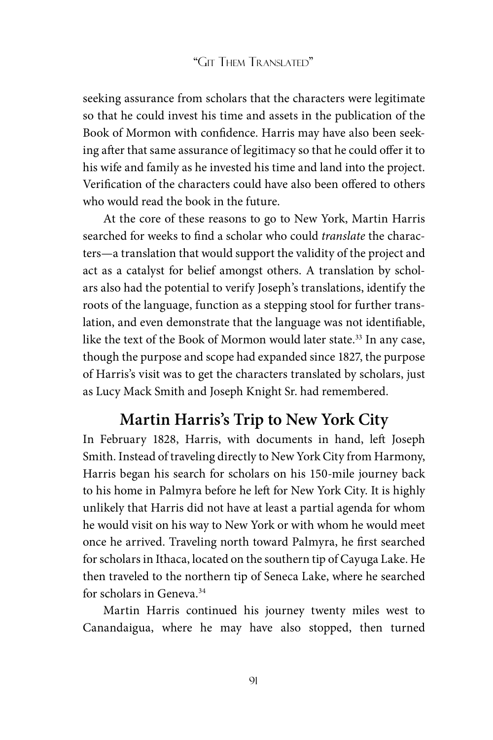seeking assurance from scholars that the characters were legitimate so that he could invest his time and assets in the publication of the Book of Mormon with confidence. Harris may have also been seeking after that same assurance of legitimacy so that he could offer it to his wife and family as he invested his time and land into the project. Verification of the characters could have also been offered to others who would read the book in the future.

At the core of these reasons to go to New York, Martin Harris searched for weeks to find a scholar who could *translate* the characters—a translation that would support the validity of the project and act as a catalyst for belief amongst others. A translation by scholars also had the potential to verify Joseph's translations, identify the roots of the language, function as a stepping stool for further translation, and even demonstrate that the language was not identifiable, like the text of the Book of Mormon would later state.[33] In any case, though the purpose and scope had expanded since 1827, the purpose of Harris's visit was to get the characters translated by scholars, just as Lucy Mack Smith and Joseph Knight Sr. had remembered.

## Martin Harris's Trip to New York City

In February 1828, Harris, with documents in hand, left Joseph Smith. Instead of traveling directly to New York City from Harmony, Harris began his search for scholars on his 150-mile journey back to his home in Palmyra before he left for New York City. It is highly unlikely that Harris did not have at least a partial agenda for whom he would visit on his way to New York or with whom he would meet once he arrived. Traveling north toward Palmyra, he first searched for scholars in Ithaca, located on the southern tip of Cayuga Lake. He then traveled to the northern tip of Seneca Lake, where he searched for scholars in Geneva.[34]

Martin Harris continued his journey twenty miles west to Canandaigua, where he may have also stopped, then turned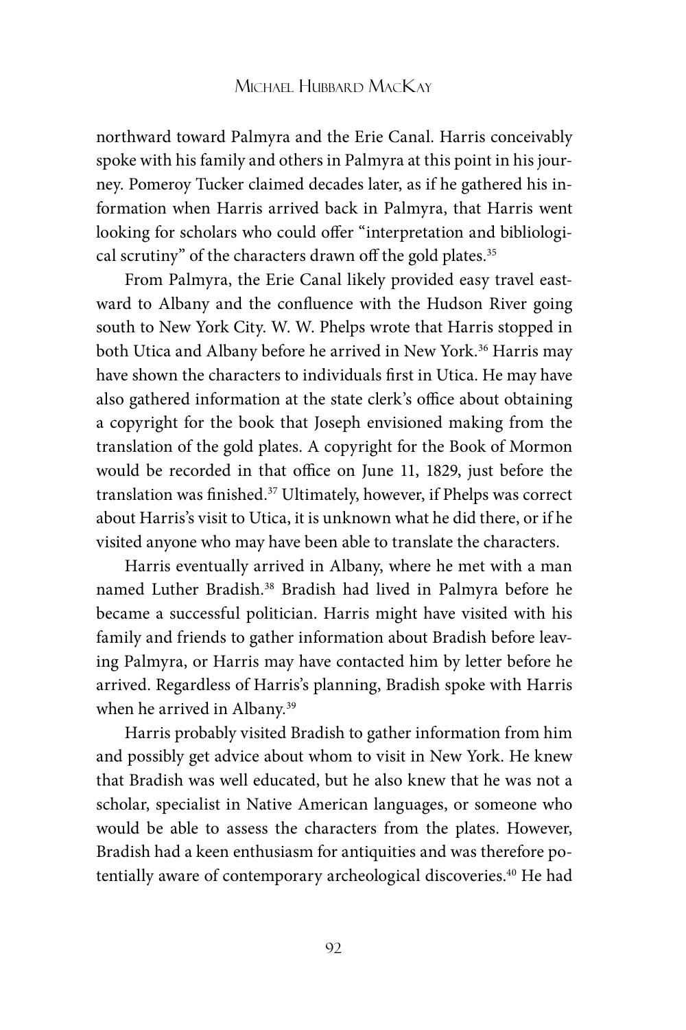northward toward Palmyra and the Erie Canal. Harris conceivably spoke with his family and others in Palmyra at this point in his journey. Pomeroy Tucker claimed decades later, as if he gathered his information when Harris arrived back in Palmyra, that Harris went looking for scholars who could offer "interpretation and bibliological scrutiny" of the characters drawn off the gold plates.[35]

From Palmyra, the Erie Canal likely provided easy travel eastward to Albany and the confluence with the Hudson River going south to New York City. W. W. Phelps wrote that Harris stopped in both Utica and Albany before he arrived in New York.[36] Harris may have shown the characters to individuals first in Utica. He may have also gathered information at the state clerk's office about obtaining a copyright for the book that Joseph envisioned making from the translation of the gold plates. A copyright for the Book of Mormon would be recorded in that office on June 11, 1829, just before the translation was finished.[37] Ultimately, however, if Phelps was correct about Harris's visit to Utica, it is unknown what he did there, or if he visited anyone who may have been able to translate the characters.

Harris eventually arrived in Albany, where he met with a man named Luther Bradish.[38] Bradish had lived in Palmyra before he became a successful politician. Harris might have visited with his family and friends to gather information about Bradish before leaving Palmyra, or Harris may have contacted him by letter before he arrived. Regardless of Harris's planning, Bradish spoke with Harris when he arrived in Albany.[39]

Harris probably visited Bradish to gather information from him and possibly get advice about whom to visit in New York. He knew that Bradish was well educated, but he also knew that he was not a scholar, specialist in Native American languages, or someone who would be able to assess the characters from the plates. However, Bradish had a keen enthusiasm for antiquities and was therefore potentially aware of contemporary archeological discoveries.[40] He had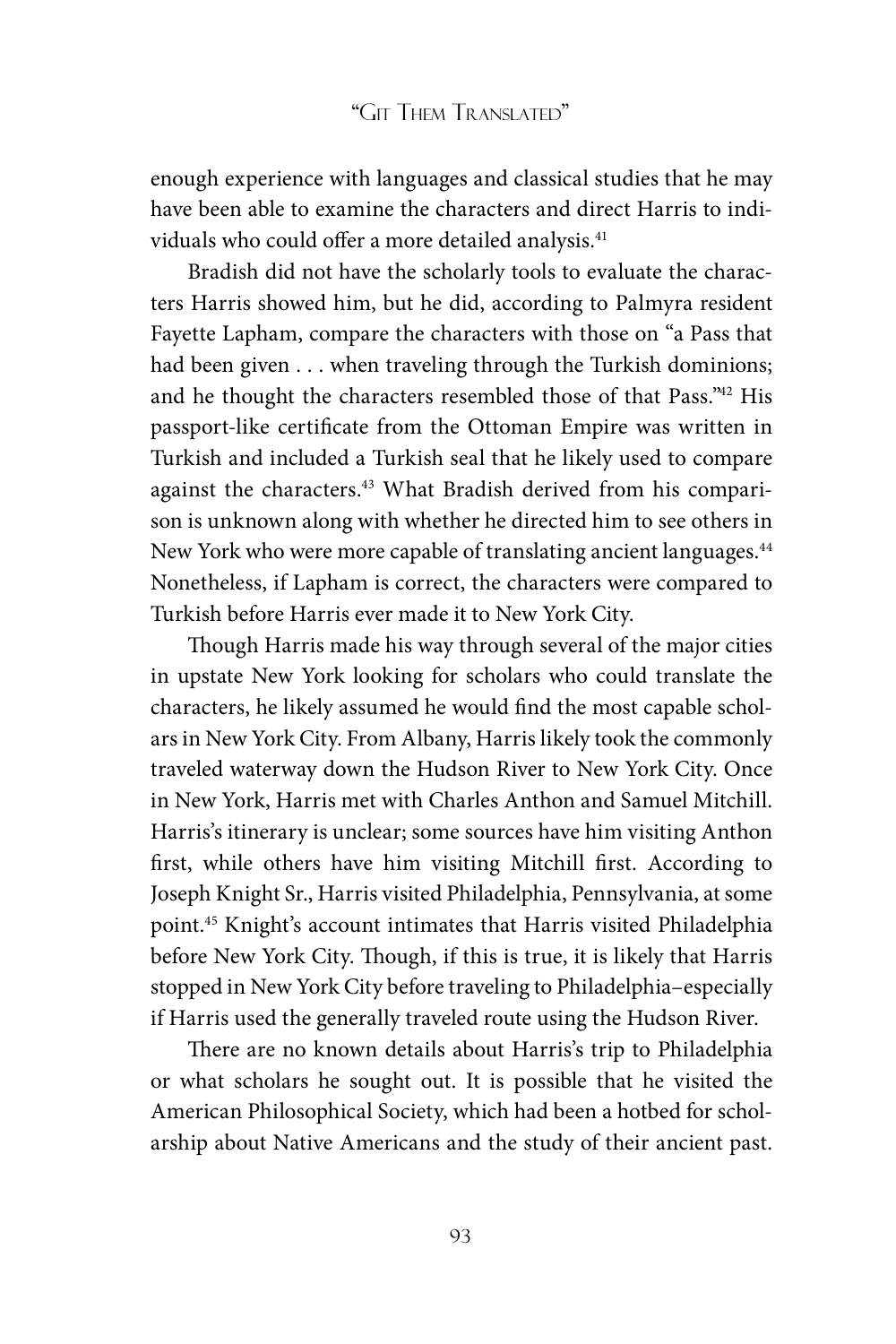enough experience with languages and classical studies that he may have been able to examine the characters and direct Harris to individuals who could offer a more detailed analysis.[41]

Bradish did not have the scholarly tools to evaluate the characters Harris showed him, but he did, according to Palmyra resident Fayette Lapham, compare the characters with those on "a Pass that had been given . . . when traveling through the Turkish dominions; and he thought the characters resembled those of that Pass."[42] His passport-like certificate from the Ottoman Empire was written in Turkish and included a Turkish seal that he likely used to compare against the characters.[43] What Bradish derived from his comparison is unknown along with whether he directed him to see others in New York who were more capable of translating ancient languages.[44] Nonetheless, if Lapham is correct, the characters were compared to Turkish before Harris ever made it to New York City.

Though Harris made his way through several of the major cities in upstate New York looking for scholars who could translate the characters, he likely assumed he would find the most capable scholars in New York City. From Albany, Harris likely took the commonly traveled waterway down the Hudson River to New York City. Once in New York, Harris met with Charles Anthon and Samuel Mitchill. Harris's itinerary is unclear; some sources have him visiting Anthon first, while others have him visiting Mitchill first. According to Joseph Knight Sr., Harris visited Philadelphia, Pennsylvania, at some point.[45] Knight's account intimates that Harris visited Philadelphia before New York City. Though, if this is true, it is likely that Harris stopped in New York City before traveling to Philadelphia–especially if Harris used the generally traveled route using the Hudson River.

There are no known details about Harris's trip to Philadelphia or what scholars he sought out. It is possible that he visited the American Philosophical Society, which had been a hotbed for scholarship about Native Americans and the study of their ancient past.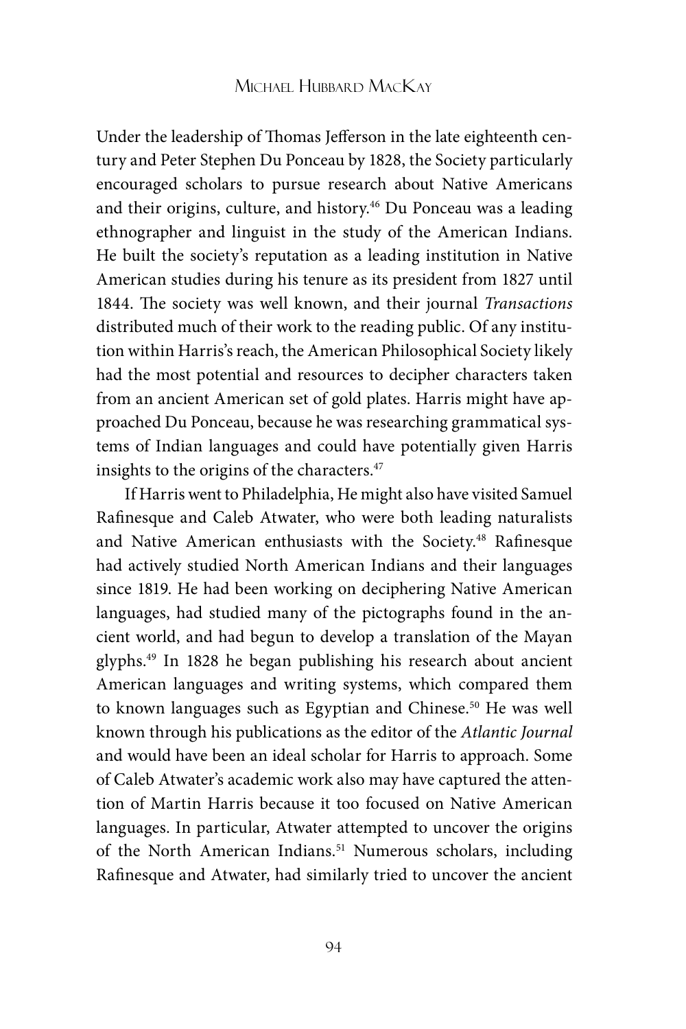Under the leadership of Thomas Jefferson in the late eighteenth century and Peter Stephen Du Ponceau by 1828, the Society particularly encouraged scholars to pursue research about Native Americans and their origins, culture, and history.[46] Du Ponceau was a leading ethnographer and linguist in the study of the American Indians. He built the society's reputation as a leading institution in Native American studies during his tenure as its president from 1827 until 1844. The society was well known, and their journal *Transactions* distributed much of their work to the reading public. Of any institution within Harris's reach, the American Philosophical Society likely had the most potential and resources to decipher characters taken from an ancient American set of gold plates. Harris might have approached Du Ponceau, because he was researching grammatical systems of Indian languages and could have potentially given Harris insights to the origins of the characters.[47]

If Harris went to Philadelphia, He might also have visited Samuel Rafinesque and Caleb Atwater, who were both leading naturalists and Native American enthusiasts with the Society.[48] Rafinesque had actively studied North American Indians and their languages since 1819. He had been working on deciphering Native American languages, had studied many of the pictographs found in the ancient world, and had begun to develop a translation of the Mayan glyphs.[49] In 1828 he began publishing his research about ancient American languages and writing systems, which compared them to known languages such as Egyptian and Chinese.[50] He was well known through his publications as the editor of the *Atlantic Journal* and would have been an ideal scholar for Harris to approach. Some of Caleb Atwater's academic work also may have captured the attention of Martin Harris because it too focused on Native American languages. In particular, Atwater attempted to uncover the origins of the North American Indians.[51] Numerous scholars, including Rafinesque and Atwater, had similarly tried to uncover the ancient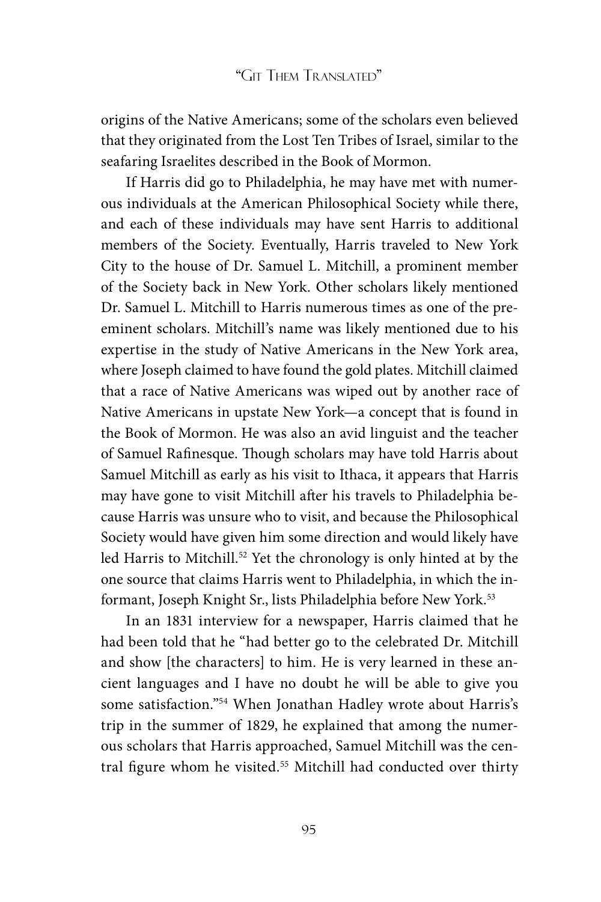origins of the Native Americans; some of the scholars even believed that they originated from the Lost Ten Tribes of Israel, similar to the seafaring Israelites described in the Book of Mormon.

If Harris did go to Philadelphia, he may have met with numerous individuals at the American Philosophical Society while there, and each of these individuals may have sent Harris to additional members of the Society. Eventually, Harris traveled to New York City to the house of Dr. Samuel L. Mitchill, a prominent member of the Society back in New York. Other scholars likely mentioned Dr. Samuel L. Mitchill to Harris numerous times as one of the preeminent scholars. Mitchill's name was likely mentioned due to his expertise in the study of Native Americans in the New York area, where Joseph claimed to have found the gold plates. Mitchill claimed that a race of Native Americans was wiped out by another race of Native Americans in upstate New York—a concept that is found in the Book of Mormon. He was also an avid linguist and the teacher of Samuel Rafinesque. Though scholars may have told Harris about Samuel Mitchill as early as his visit to Ithaca, it appears that Harris may have gone to visit Mitchill after his travels to Philadelphia because Harris was unsure who to visit, and because the Philosophical Society would have given him some direction and would likely have led Harris to Mitchill.[52] Yet the chronology is only hinted at by the one source that claims Harris went to Philadelphia, in which the informant, Joseph Knight Sr., lists Philadelphia before New York.[53]

In an 1831 interview for a newspaper, Harris claimed that he had been told that he "had better go to the celebrated Dr. Mitchill and show [the characters] to him. He is very learned in these ancient languages and I have no doubt he will be able to give you some satisfaction."[54] When Jonathan Hadley wrote about Harris's trip in the summer of 1829, he explained that among the numerous scholars that Harris approached, Samuel Mitchill was the central figure whom he visited.[55] Mitchill had conducted over thirty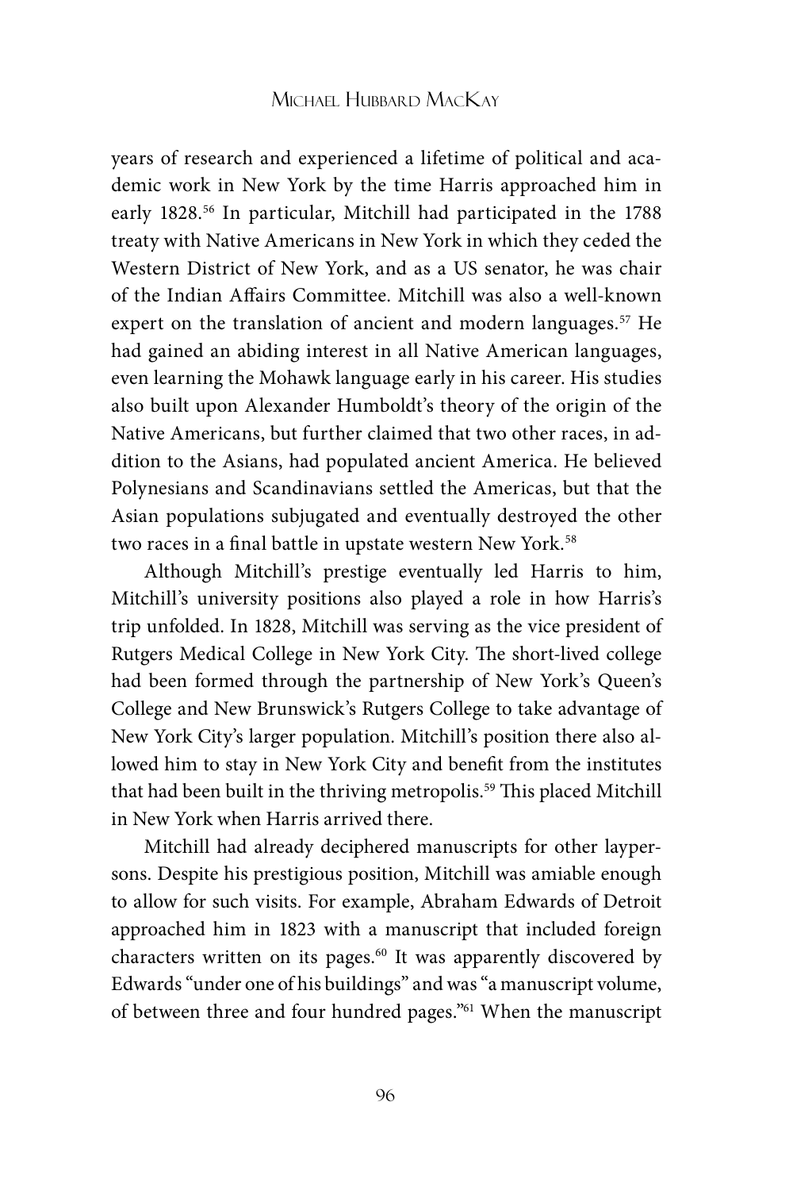years of research and experienced a lifetime of political and academic work in New York by the time Harris approached him in early 1828.[56] In particular, Mitchill had participated in the 1788 treaty with Native Americans in New York in which they ceded the Western District of New York, and as a US senator, he was chair of the Indian Affairs Committee. Mitchill was also a well-known expert on the translation of ancient and modern languages.[57] He had gained an abiding interest in all Native American languages, even learning the Mohawk language early in his career. His studies also built upon Alexander Humboldt's theory of the origin of the Native Americans, but further claimed that two other races, in addition to the Asians, had populated ancient America. He believed Polynesians and Scandinavians settled the Americas, but that the Asian populations subjugated and eventually destroyed the other two races in a final battle in upstate western New York.[58]

Although Mitchill's prestige eventually led Harris to him, Mitchill's university positions also played a role in how Harris's trip unfolded. In 1828, Mitchill was serving as the vice president of Rutgers Medical College in New York City. The short-lived college had been formed through the partnership of New York's Queen's College and New Brunswick's Rutgers College to take advantage of New York City's larger population. Mitchill's position there also allowed him to stay in New York City and benefit from the institutes that had been built in the thriving metropolis.[59] This placed Mitchill in New York when Harris arrived there.

Mitchill had already deciphered manuscripts for other laypersons. Despite his prestigious position, Mitchill was amiable enough to allow for such visits. For example, Abraham Edwards of Detroit approached him in 1823 with a manuscript that included foreign characters written on its pages.[60] It was apparently discovered by Edwards "under one of his buildings" and was "a manuscript volume, of between three and four hundred pages."[61] When the manuscript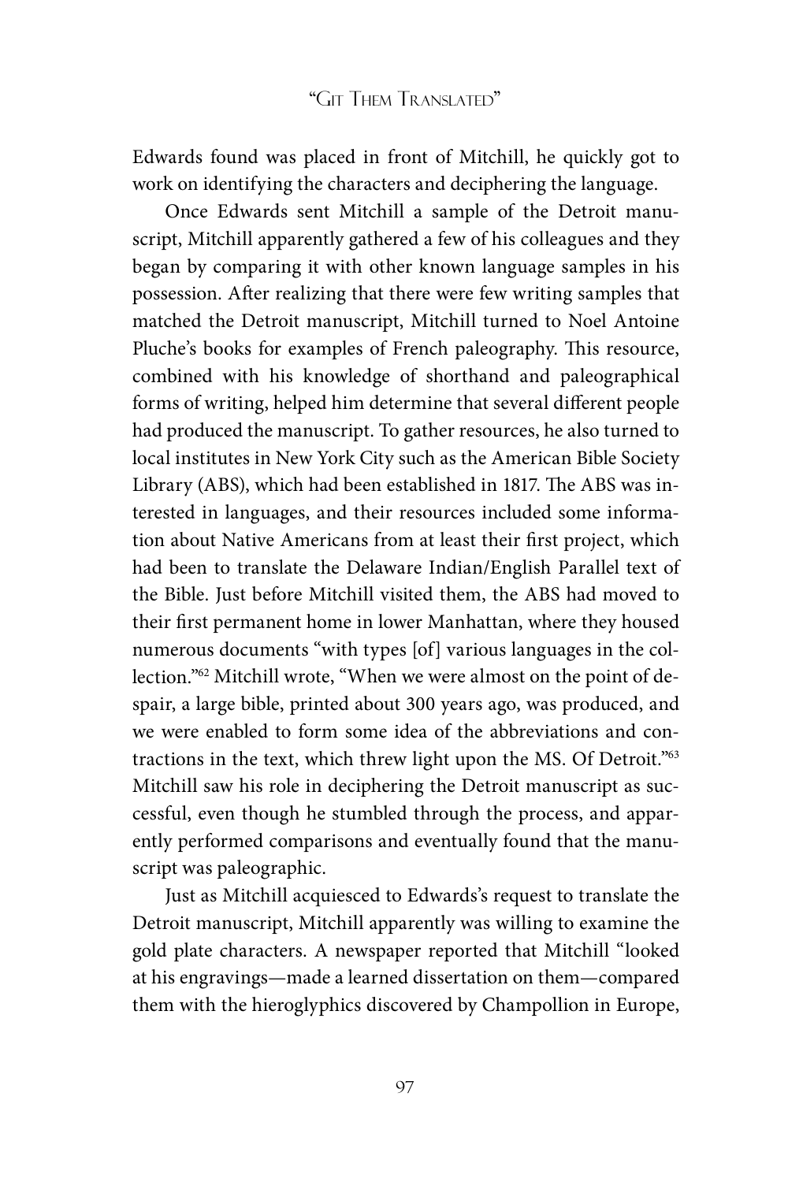Edwards found was placed in front of Mitchill, he quickly got to work on identifying the characters and deciphering the language.

Once Edwards sent Mitchill a sample of the Detroit manuscript, Mitchill apparently gathered a few of his colleagues and they began by comparing it with other known language samples in his possession. After realizing that there were few writing samples that matched the Detroit manuscript, Mitchill turned to Noel Antoine Pluche's books for examples of French paleography. This resource, combined with his knowledge of shorthand and paleographical forms of writing, helped him determine that several different people had produced the manuscript. To gather resources, he also turned to local institutes in New York City such as the American Bible Society Library (ABS), which had been established in 1817. The ABS was interested in languages, and their resources included some information about Native Americans from at least their first project, which had been to translate the Delaware Indian/English Parallel text of the Bible. Just before Mitchill visited them, the ABS had moved to their first permanent home in lower Manhattan, where they housed numerous documents "with types [of] various languages in the collection."[62] Mitchill wrote, "When we were almost on the point of despair, a large bible, printed about 300 years ago, was produced, and we were enabled to form some idea of the abbreviations and contractions in the text, which threw light upon the MS. Of Detroit."[63] Mitchill saw his role in deciphering the Detroit manuscript as successful, even though he stumbled through the process, and apparently performed comparisons and eventually found that the manuscript was paleographic.

Just as Mitchill acquiesced to Edwards's request to translate the Detroit manuscript, Mitchill apparently was willing to examine the gold plate characters. A newspaper reported that Mitchill "looked at his engravings—made a learned dissertation on them—compared them with the hieroglyphics discovered by Champollion in Europe,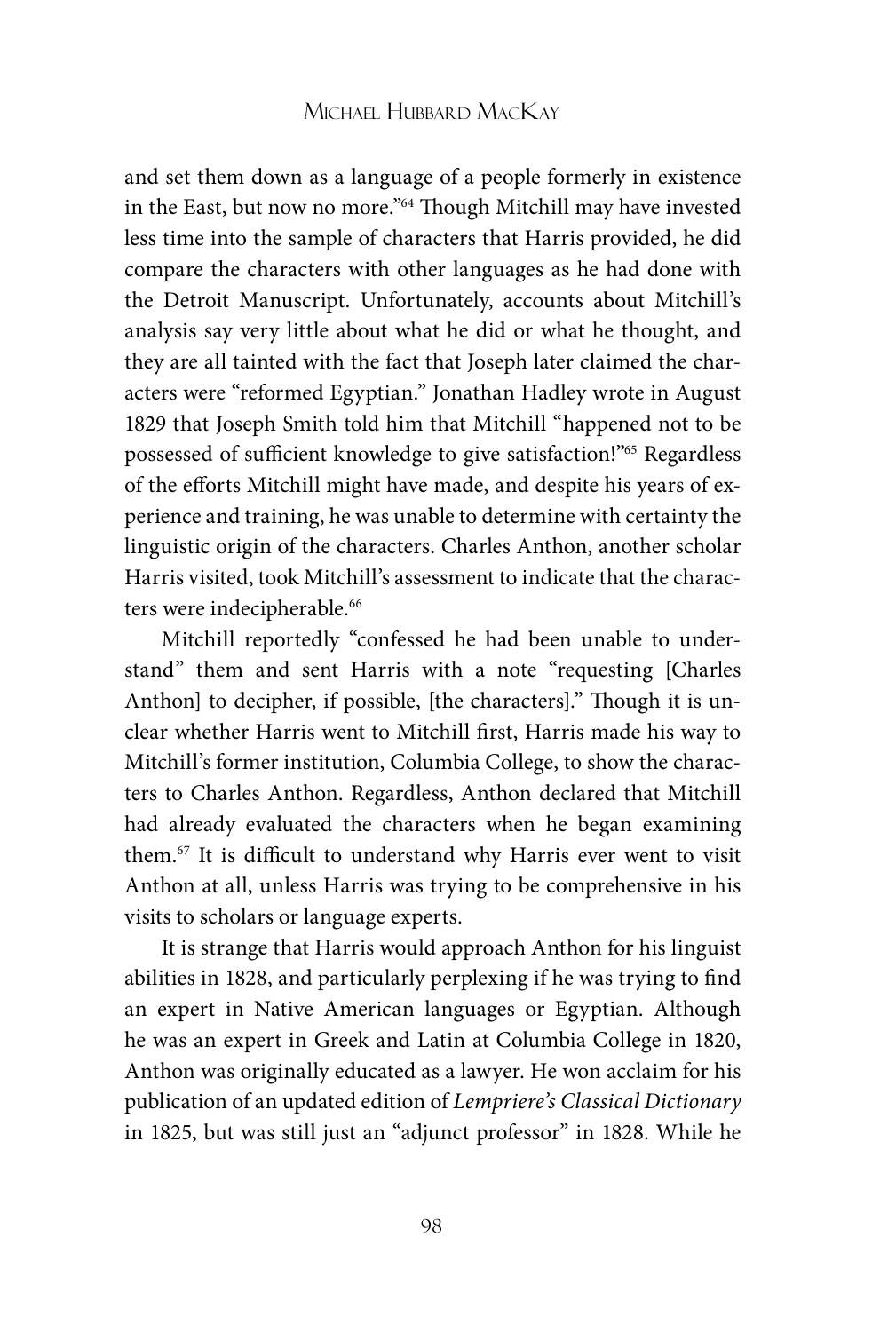and set them down as a language of a people formerly in existence in the East, but now no more."[64] Though Mitchill may have invested less time into the sample of characters that Harris provided, he did compare the characters with other languages as he had done with the Detroit Manuscript. Unfortunately, accounts about Mitchill's analysis say very little about what he did or what he thought, and they are all tainted with the fact that Joseph later claimed the characters were "reformed Egyptian." Jonathan Hadley wrote in August 1829 that Joseph Smith told him that Mitchill "happened not to be possessed of sufficient knowledge to give satisfaction!"[65] Regardless of the efforts Mitchill might have made, and despite his years of experience and training, he was unable to determine with certainty the linguistic origin of the characters. Charles Anthon, another scholar Harris visited, took Mitchill's assessment to indicate that the characters were indecipherable.[66]

Mitchill reportedly "confessed he had been unable to understand" them and sent Harris with a note "requesting [Charles Anthon] to decipher, if possible, [the characters]." Though it is unclear whether Harris went to Mitchill first, Harris made his way to Mitchill's former institution, Columbia College, to show the characters to Charles Anthon. Regardless, Anthon declared that Mitchill had already evaluated the characters when he began examining them.[67] It is difficult to understand why Harris ever went to visit Anthon at all, unless Harris was trying to be comprehensive in his visits to scholars or language experts.

It is strange that Harris would approach Anthon for his linguist abilities in 1828, and particularly perplexing if he was trying to find an expert in Native American languages or Egyptian. Although he was an expert in Greek and Latin at Columbia College in 1820, Anthon was originally educated as a lawyer. He won acclaim for his publication of an updated edition of *Lempriere's Classical Dictionary* in 1825, but was still just an "adjunct professor" in 1828. While he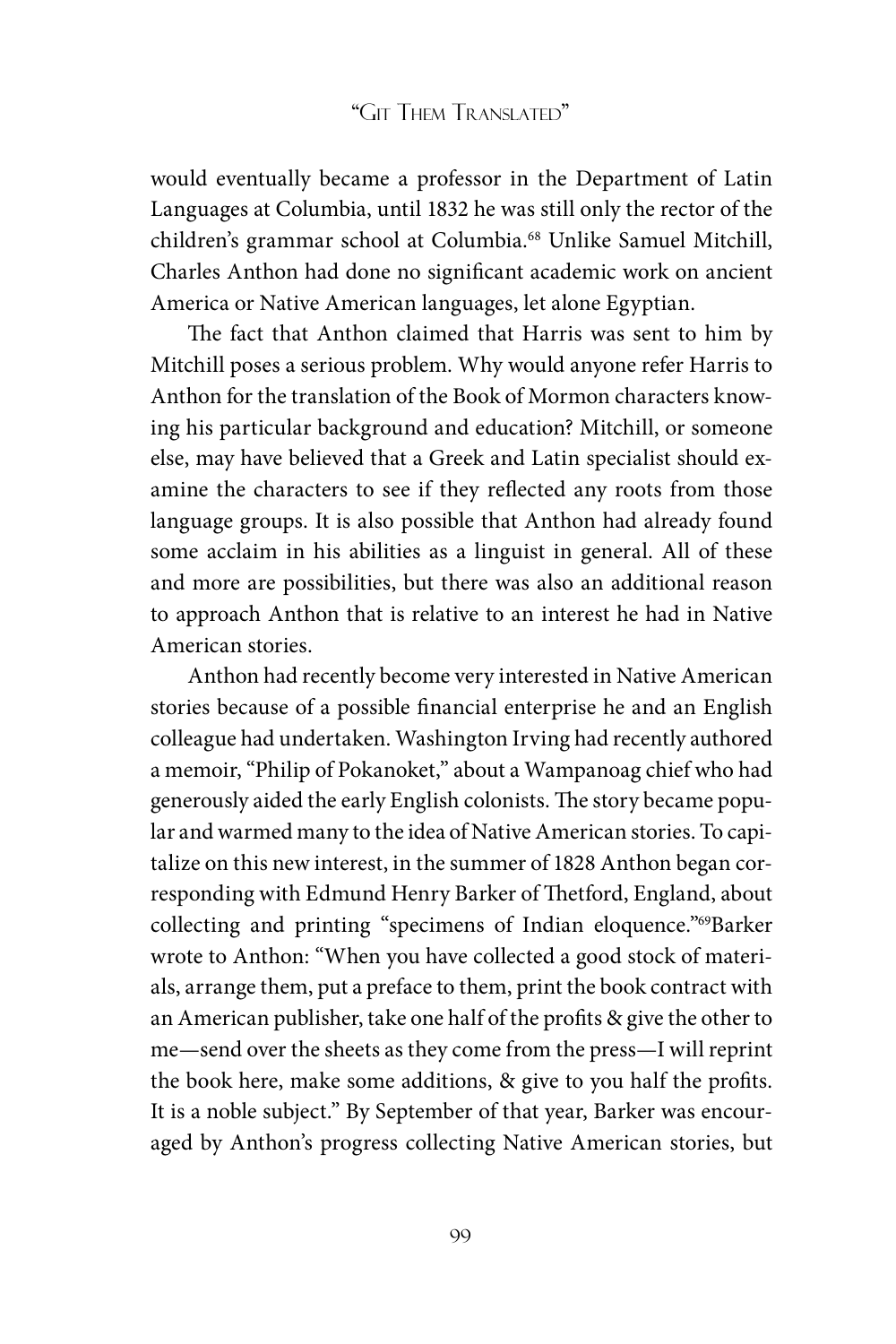would eventually became a professor in the Department of Latin Languages at Columbia, until 1832 he was still only the rector of the children's grammar school at Columbia.[68] Unlike Samuel Mitchill, Charles Anthon had done no significant academic work on ancient America or Native American languages, let alone Egyptian.

The fact that Anthon claimed that Harris was sent to him by Mitchill poses a serious problem. Why would anyone refer Harris to Anthon for the translation of the Book of Mormon characters knowing his particular background and education? Mitchill, or someone else, may have believed that a Greek and Latin specialist should examine the characters to see if they reflected any roots from those language groups. It is also possible that Anthon had already found some acclaim in his abilities as a linguist in general. All of these and more are possibilities, but there was also an additional reason to approach Anthon that is relative to an interest he had in Native American stories.

Anthon had recently become very interested in Native American stories because of a possible financial enterprise he and an English colleague had undertaken. Washington Irving had recently authored a memoir, "Philip of Pokanoket," about a Wampanoag chief who had generously aided the early English colonists. The story became popular and warmed many to the idea of Native American stories. To capitalize on this new interest, in the summer of 1828 Anthon began corresponding with Edmund Henry Barker of Thetford, England, about collecting and printing "specimens of Indian eloquence."[69] Barker wrote to Anthon: "When you have collected a good stock of materials, arrange them, put a preface to them, print the book contract with an American publisher, take one half of the profits & give the other to me—send over the sheets as they come from the press—I will reprint the book here, make some additions, & give to you half the profits. It is a noble subject." By September of that year, Barker was encouraged by Anthon's progress collecting Native American stories, but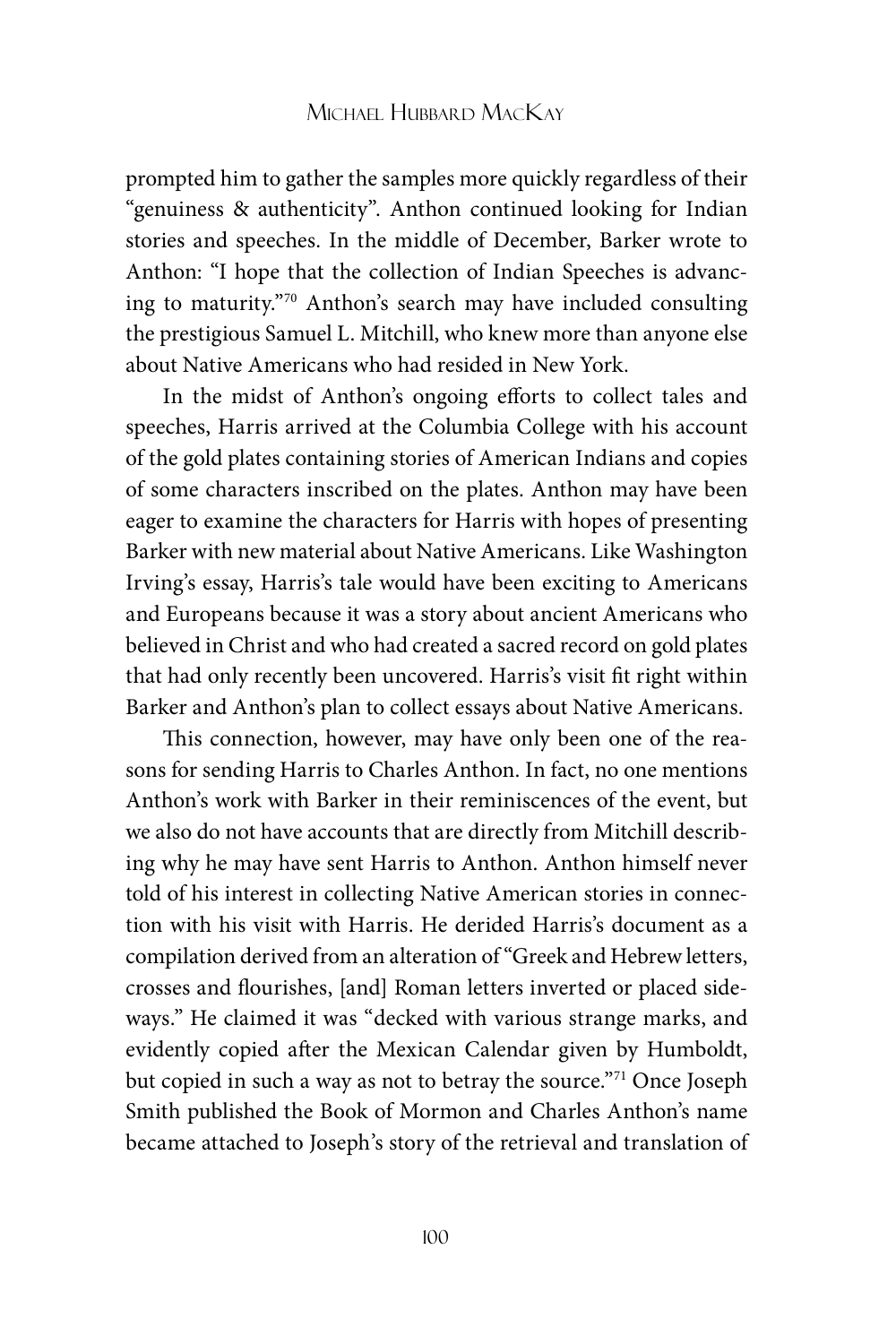prompted him to gather the samples more quickly regardless of their "genuiness & authenticity". Anthon continued looking for Indian stories and speeches. In the middle of December, Barker wrote to Anthon: "I hope that the collection of Indian Speeches is advancing to maturity."[70] Anthon's search may have included consulting the prestigious Samuel L. Mitchill, who knew more than anyone else about Native Americans who had resided in New York.

In the midst of Anthon's ongoing efforts to collect tales and speeches, Harris arrived at the Columbia College with his account of the gold plates containing stories of American Indians and copies of some characters inscribed on the plates. Anthon may have been eager to examine the characters for Harris with hopes of presenting Barker with new material about Native Americans. Like Washington Irving's essay, Harris's tale would have been exciting to Americans and Europeans because it was a story about ancient Americans who believed in Christ and who had created a sacred record on gold plates that had only recently been uncovered. Harris's visit fit right within Barker and Anthon's plan to collect essays about Native Americans.

This connection, however, may have only been one of the reasons for sending Harris to Charles Anthon. In fact, no one mentions Anthon's work with Barker in their reminiscences of the event, but we also do not have accounts that are directly from Mitchill describing why he may have sent Harris to Anthon. Anthon himself never told of his interest in collecting Native American stories in connection with his visit with Harris. He derided Harris's document as a compilation derived from an alteration of "Greek and Hebrew letters, crosses and flourishes, [and] Roman letters inverted or placed sideways." He claimed it was "decked with various strange marks, and evidently copied after the Mexican Calendar given by Humboldt, but copied in such a way as not to betray the source."[71] Once Joseph Smith published the Book of Mormon and Charles Anthon's name became attached to Joseph's story of the retrieval and translation of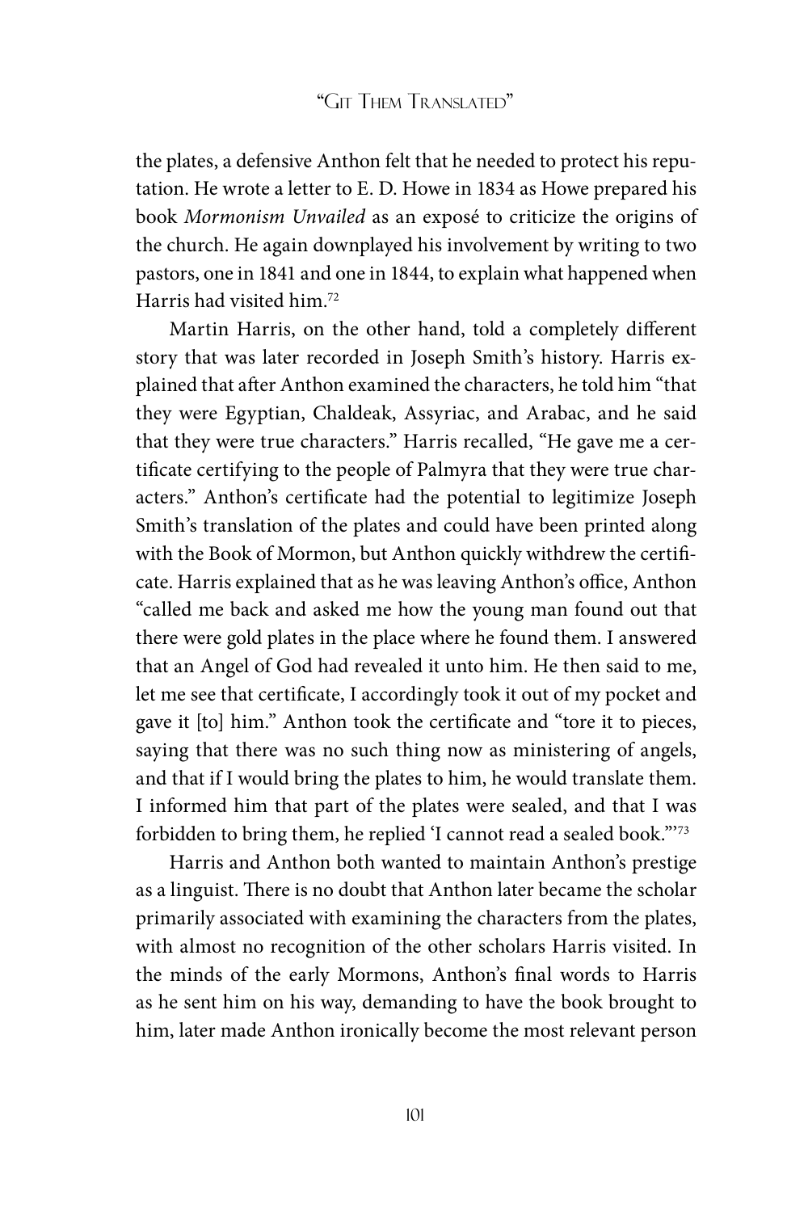the plates, a defensive Anthon felt that he needed to protect his reputation. He wrote a letter to E. D. Howe in 1834 as Howe prepared his book *Mormonism Unvailed* as an exposé to criticize the origins of the church. He again downplayed his involvement by writing to two pastors, one in 1841 and one in 1844, to explain what happened when Harris had visited him.[72]

Martin Harris, on the other hand, told a completely different story that was later recorded in Joseph Smith's history. Harris explained that after Anthon examined the characters, he told him "that they were Egyptian, Chaldeak, Assyriac, and Arabac, and he said that they were true characters." Harris recalled, "He gave me a certificate certifying to the people of Palmyra that they were true characters." Anthon's certificate had the potential to legitimize Joseph Smith's translation of the plates and could have been printed along with the Book of Mormon, but Anthon quickly withdrew the certificate. Harris explained that as he was leaving Anthon's office, Anthon "called me back and asked me how the young man found out that there were gold plates in the place where he found them. I answered that an Angel of God had revealed it unto him. He then said to me, let me see that certificate, I accordingly took it out of my pocket and gave it [to] him." Anthon took the certificate and "tore it to pieces, saying that there was no such thing now as ministering of angels, and that if I would bring the plates to him, he would translate them. I informed him that part of the plates were sealed, and that I was forbidden to bring them, he replied 'I cannot read a sealed book.'"[73]

Harris and Anthon both wanted to maintain Anthon's prestige as a linguist. There is no doubt that Anthon later became the scholar primarily associated with examining the characters from the plates, with almost no recognition of the other scholars Harris visited. In the minds of the early Mormons, Anthon's final words to Harris as he sent him on his way, demanding to have the book brought to him, later made Anthon ironically become the most relevant person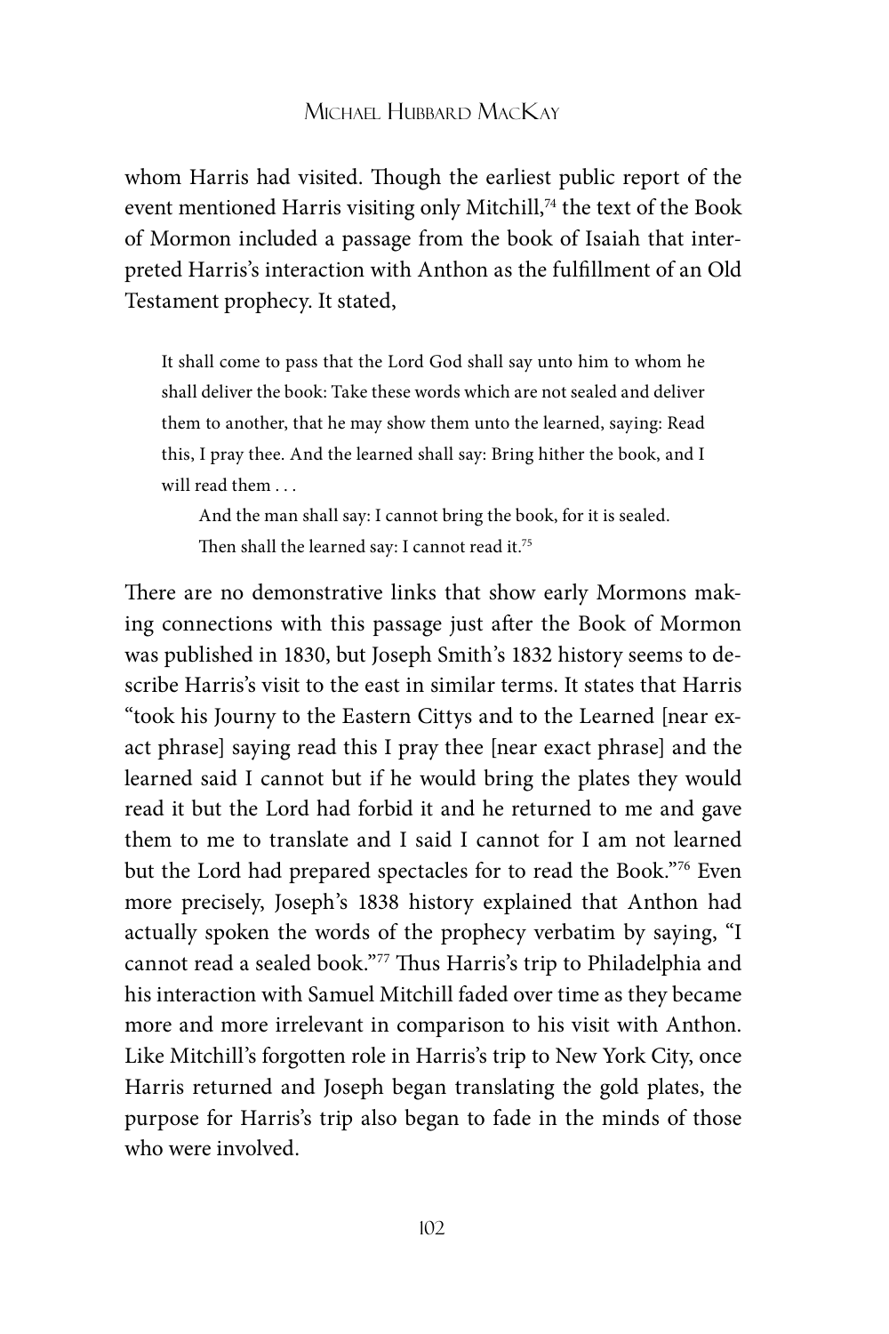whom Harris had visited. Though the earliest public report of the event mentioned Harris visiting only Mitchill,[74] the text of the Book of Mormon included a passage from the book of Isaiah that interpreted Harris's interaction with Anthon as the fulfillment of an Old Testament prophecy. It stated,

> It shall come to pass that the Lord God shall say unto him to whom he shall deliver the book: Take these words which are not sealed and deliver them to another, that he may show them unto the learned, saying: Read this, I pray thee. And the learned shall say: Bring hither the book, and I will read them . . .
>
> And the man shall say: I cannot bring the book, for it is sealed. Then shall the learned say: I cannot read it.[75]

There are no demonstrative links that show early Mormons making connections with this passage just after the Book of Mormon was published in 1830, but Joseph Smith's 1832 history seems to describe Harris's visit to the east in similar terms. It states that Harris "took his Journy to the Eastern Cittys and to the Learned [near exact phrase] saying read this I pray thee [near exact phrase] and the learned said I cannot but if he would bring the plates they would read it but the Lord had forbid it and he returned to me and gave them to me to translate and I said I cannot for I am not learned but the Lord had prepared spectacles for to read the Book."[76] Even more precisely, Joseph's 1838 history explained that Anthon had actually spoken the words of the prophecy verbatim by saying, "I cannot read a sealed book."[77] Thus Harris's trip to Philadelphia and his interaction with Samuel Mitchill faded over time as they became more and more irrelevant in comparison to his visit with Anthon. Like Mitchill's forgotten role in Harris's trip to New York City, once Harris returned and Joseph began translating the gold plates, the purpose for Harris's trip also began to fade in the minds of those who were involved.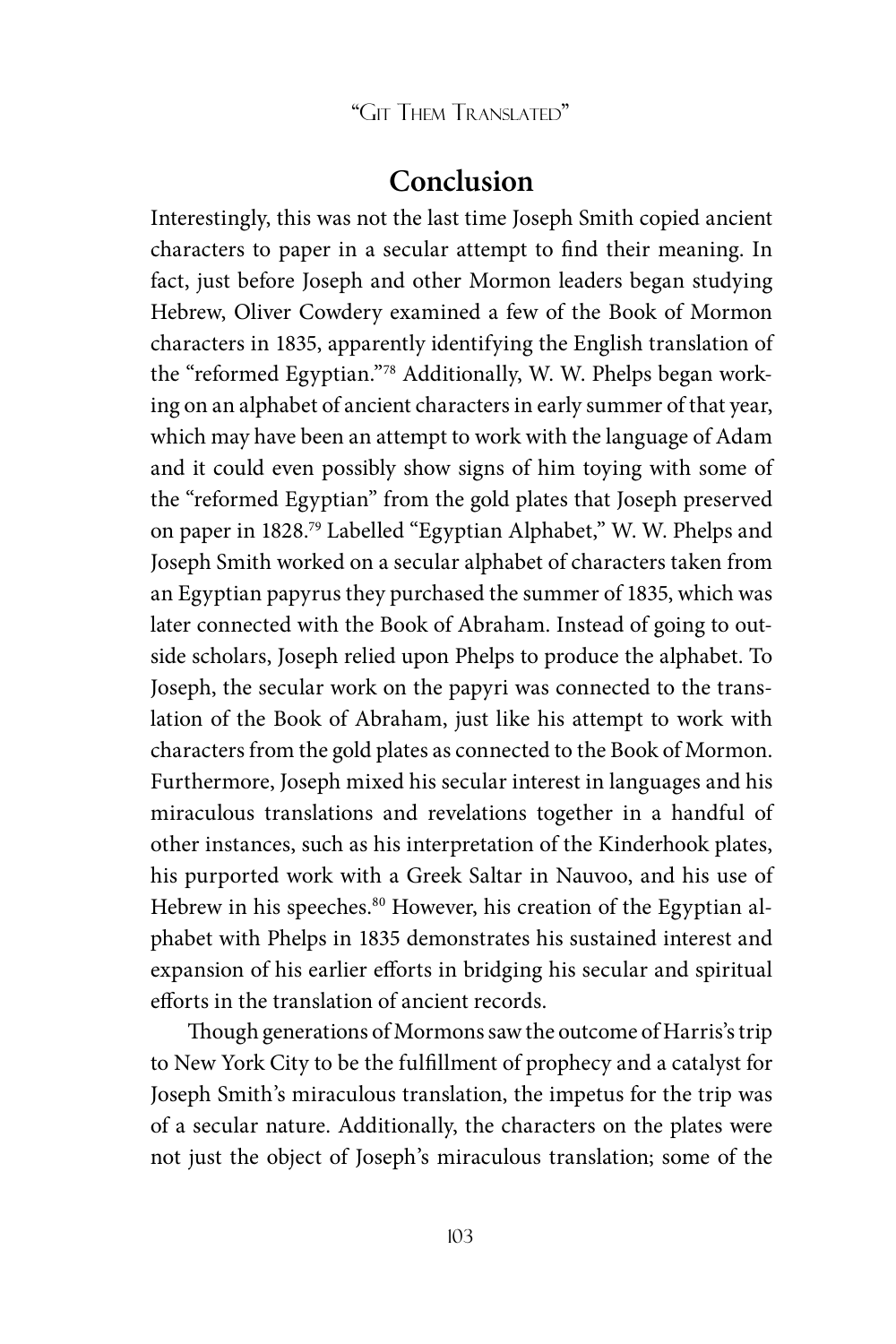## Conclusion

Interestingly, this was not the last time Joseph Smith copied ancient characters to paper in a secular attempt to find their meaning. In fact, just before Joseph and other Mormon leaders began studying Hebrew, Oliver Cowdery examined a few of the Book of Mormon characters in 1835, apparently identifying the English translation of the "reformed Egyptian."[78] Additionally, W. W. Phelps began working on an alphabet of ancient characters in early summer of that year, which may have been an attempt to work with the language of Adam and it could even possibly show signs of him toying with some of the "reformed Egyptian" from the gold plates that Joseph preserved on paper in 1828.[79] Labelled "Egyptian Alphabet," W. W. Phelps and Joseph Smith worked on a secular alphabet of characters taken from an Egyptian papyrus they purchased the summer of 1835, which was later connected with the Book of Abraham. Instead of going to outside scholars, Joseph relied upon Phelps to produce the alphabet. To Joseph, the secular work on the papyri was connected to the translation of the Book of Abraham, just like his attempt to work with characters from the gold plates as connected to the Book of Mormon. Furthermore, Joseph mixed his secular interest in languages and his miraculous translations and revelations together in a handful of other instances, such as his interpretation of the Kinderhook plates, his purported work with a Greek Saltar in Nauvoo, and his use of Hebrew in his speeches.[80] However, his creation of the Egyptian alphabet with Phelps in 1835 demonstrates his sustained interest and expansion of his earlier efforts in bridging his secular and spiritual efforts in the translation of ancient records.

Though generations of Mormons saw the outcome of Harris's trip to New York City to be the fulfillment of prophecy and a catalyst for Joseph Smith's miraculous translation, the impetus for the trip was of a secular nature. Additionally, the characters on the plates were not just the object of Joseph's miraculous translation; some of the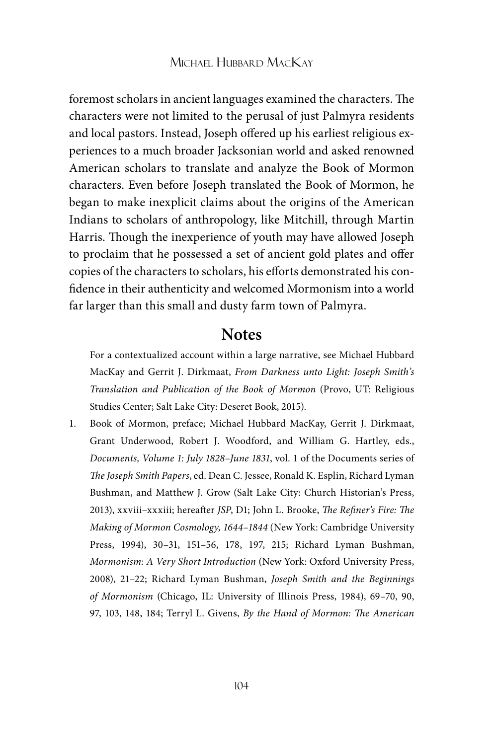foremost scholars in ancient languages examined the characters. The characters were not limited to the perusal of just Palmyra residents and local pastors. Instead, Joseph offered up his earliest religious experiences to a much broader Jacksonian world and asked renowned American scholars to translate and analyze the Book of Mormon characters. Even before Joseph translated the Book of Mormon, he began to make inexplicit claims about the origins of the American Indians to scholars of anthropology, like Mitchill, through Martin Harris. Though the inexperience of youth may have allowed Joseph to proclaim that he possessed a set of ancient gold plates and offer copies of the characters to scholars, his efforts demonstrated his confidence in their authenticity and welcomed Mormonism into a world far larger than this small and dusty farm town of Palmyra.

## Notes

For a contextualized account within a large narrative, see Michael Hubbard MacKay and Gerrit J. Dirkmaat, *From Darkness unto Light: Joseph Smith's Translation and Publication of the Book of Mormon* (Provo, UT: Religious Studies Center; Salt Lake City: Deseret Book, 2015).

1. Book of Mormon, preface; Michael Hubbard MacKay, Gerrit J. Dirkmaat, Grant Underwood, Robert J. Woodford, and William G. Hartley, eds., *Documents, Volume 1: July 1828–June 1831*, vol. 1 of the Documents series of *The Joseph Smith Papers*, ed. Dean C. Jessee, Ronald K. Esplin, Richard Lyman Bushman, and Matthew J. Grow (Salt Lake City: Church Historian's Press, 2013), xxviii–xxxiii; hereafter *JSP*, D1; John L. Brooke, *The Refiner's Fire: The Making of Mormon Cosmology, 1644–1844* (New York: Cambridge University Press, 1994), 30–31, 151–56, 178, 197, 215; Richard Lyman Bushman, *Mormonism: A Very Short Introduction* (New York: Oxford University Press, 2008), 21–22; Richard Lyman Bushman, *Joseph Smith and the Beginnings of Mormonism* (Chicago, IL: University of Illinois Press, 1984), 69–70, 90, 97, 103, 148, 184; Terryl L. Givens, *By the Hand of Mormon: The American*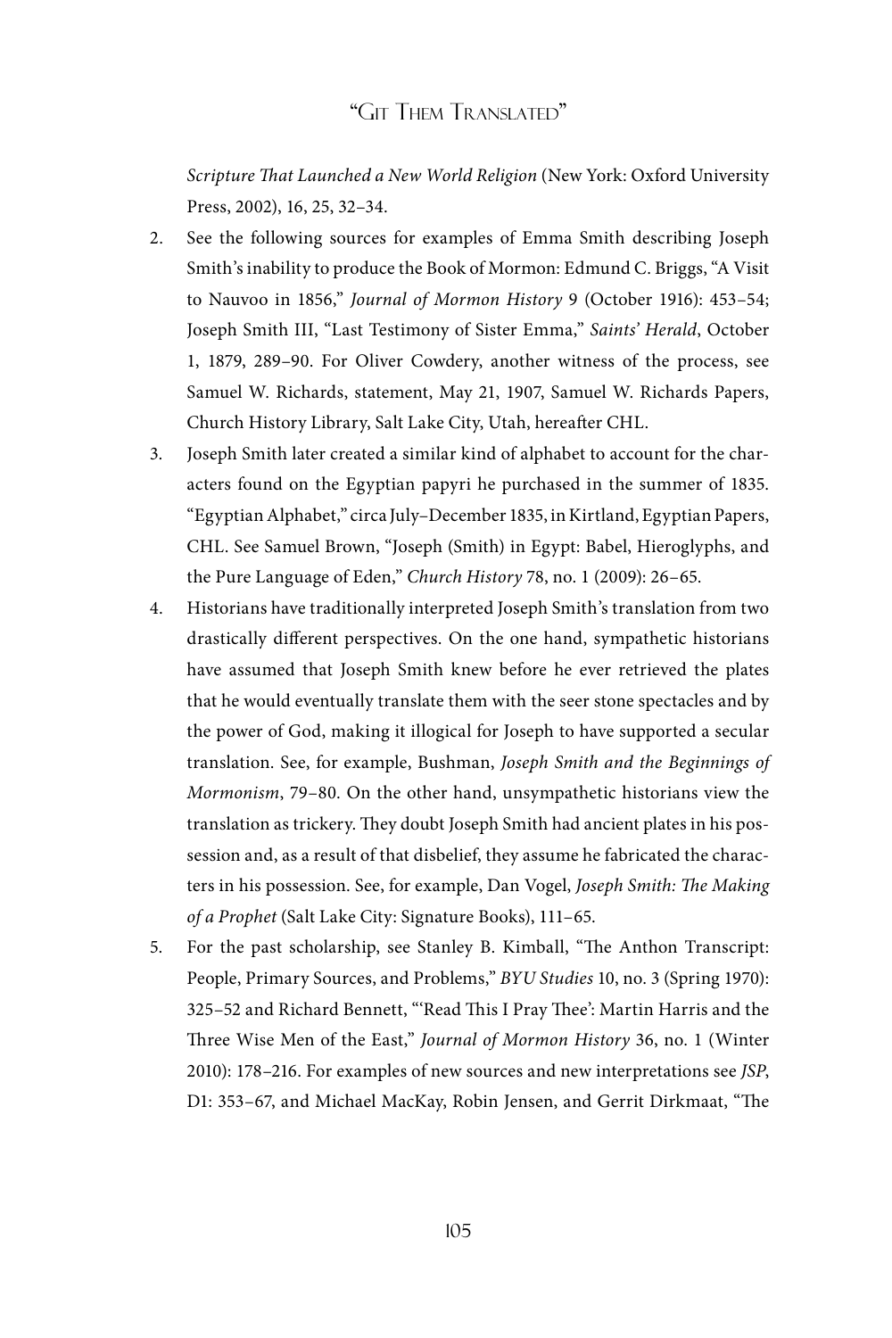*Scripture That Launched a New World Religion* (New York: Oxford University Press, 2002), 16, 25, 32–34.

2. See the following sources for examples of Emma Smith describing Joseph Smith's inability to produce the Book of Mormon: Edmund C. Briggs, "A Visit to Nauvoo in 1856," *Journal of Mormon History* 9 (October 1916): 453–54; Joseph Smith III, "Last Testimony of Sister Emma," *Saints' Herald*, October 1, 1879, 289–90. For Oliver Cowdery, another witness of the process, see Samuel W. Richards, statement, May 21, 1907, Samuel W. Richards Papers, Church History Library, Salt Lake City, Utah, hereafter CHL.

3. Joseph Smith later created a similar kind of alphabet to account for the characters found on the Egyptian papyri he purchased in the summer of 1835. "Egyptian Alphabet," circa July–December 1835, in Kirtland, Egyptian Papers, CHL. See Samuel Brown, "Joseph (Smith) in Egypt: Babel, Hieroglyphs, and the Pure Language of Eden," *Church History* 78, no. 1 (2009): 26–65.

4. Historians have traditionally interpreted Joseph Smith's translation from two drastically different perspectives. On the one hand, sympathetic historians have assumed that Joseph Smith knew before he ever retrieved the plates that he would eventually translate them with the seer stone spectacles and by the power of God, making it illogical for Joseph to have supported a secular translation. See, for example, Bushman, *Joseph Smith and the Beginnings of Mormonism*, 79–80. On the other hand, unsympathetic historians view the translation as trickery. They doubt Joseph Smith had ancient plates in his possession and, as a result of that disbelief, they assume he fabricated the characters in his possession. See, for example, Dan Vogel, *Joseph Smith: The Making of a Prophet* (Salt Lake City: Signature Books), 111–65.

5. For the past scholarship, see Stanley B. Kimball, "The Anthon Transcript: People, Primary Sources, and Problems," *BYU Studies* 10, no. 3 (Spring 1970): 325–52 and Richard Bennett, "'Read This I Pray Thee': Martin Harris and the Three Wise Men of the East," *Journal of Mormon History* 36, no. 1 (Winter 2010): 178–216. For examples of new sources and new interpretations see *JSP*, D1: 353–67, and Michael MacKay, Robin Jensen, and Gerrit Dirkmaat, "The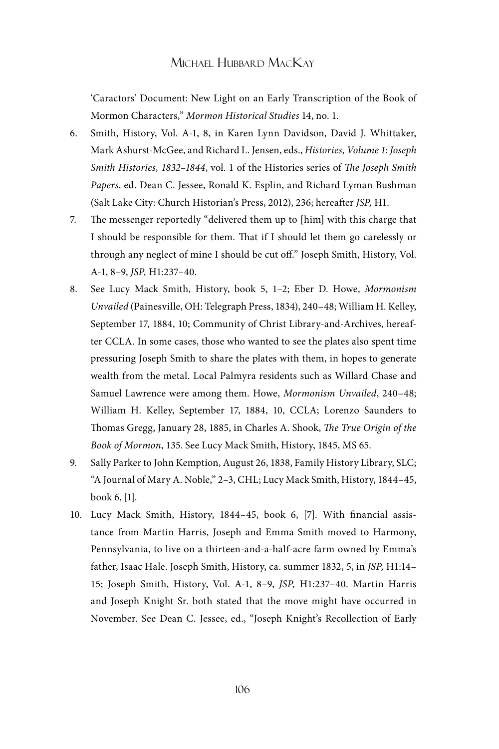'Caractors' Document: New Light on an Early Transcription of the Book of Mormon Characters," *Mormon Historical Studies* 14, no. 1.

6. Smith, History, Vol. A-1, 8, in Karen Lynn Davidson, David J. Whittaker, Mark Ashurst-McGee, and Richard L. Jensen, eds., *Histories, Volume 1: Joseph Smith Histories, 1832–1844*, vol. 1 of the Histories series of *The Joseph Smith Papers*, ed. Dean C. Jessee, Ronald K. Esplin, and Richard Lyman Bushman (Salt Lake City: Church Historian's Press, 2012), 236; hereafter *JSP,* H1.
7. The messenger reportedly "delivered them up to [him] with this charge that I should be responsible for them. That if I should let them go carelessly or through any neglect of mine I should be cut off." Joseph Smith, History, Vol. A-1, 8–9, *JSP,* H1:237–40.
8. See Lucy Mack Smith, History, book 5, 1–2; Eber D. Howe, *Mormonism Unvailed* (Painesville, OH: Telegraph Press, 1834), 240–48; William H. Kelley, September 17, 1884, 10; Community of Christ Library-and-Archives, hereafter CCLA. In some cases, those who wanted to see the plates also spent time pressuring Joseph Smith to share the plates with them, in hopes to generate wealth from the metal. Local Palmyra residents such as Willard Chase and Samuel Lawrence were among them. Howe, *Mormonism Unvailed*, 240–48; William H. Kelley, September 17, 1884, 10, CCLA; Lorenzo Saunders to Thomas Gregg, January 28, 1885, in Charles A. Shook, *The True Origin of the Book of Mormon*, 135. See Lucy Mack Smith, History, 1845, MS 65.
9. Sally Parker to John Kemption, August 26, 1838, Family History Library, SLC; "A Journal of Mary A. Noble," 2–3, CHL; Lucy Mack Smith, History, 1844–45, book 6, [1].
10. Lucy Mack Smith, History, 1844–45, book 6, [7]. With financial assistance from Martin Harris, Joseph and Emma Smith moved to Harmony, Pennsylvania, to live on a thirteen-and-a-half-acre farm owned by Emma's father, Isaac Hale. Joseph Smith, History, ca. summer 1832, 5, in *JSP,* H1:14–15; Joseph Smith, History, Vol. A-1, 8–9, *JSP,* H1:237–40. Martin Harris and Joseph Knight Sr. both stated that the move might have occurred in November. See Dean C. Jessee, ed., "Joseph Knight's Recollection of Early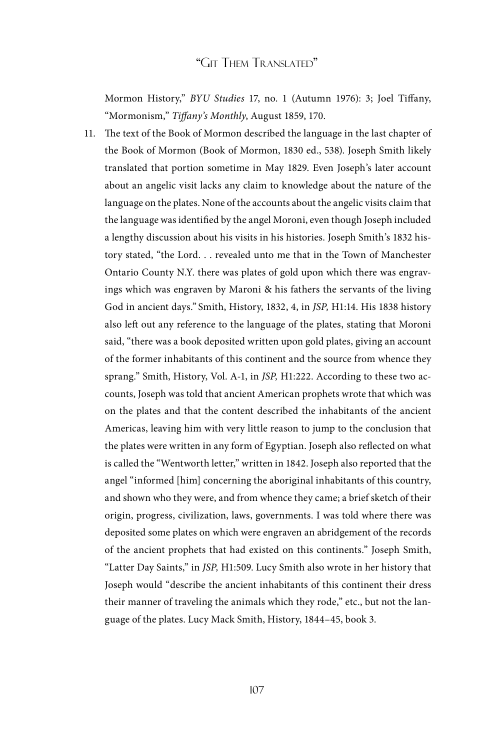Mormon History," *BYU Studies* 17, no. 1 (Autumn 1976): 3; Joel Tiffany, "Mormonism," *Tiffany's Monthly*, August 1859, 170.

11. The text of the Book of Mormon described the language in the last chapter of the Book of Mormon (Book of Mormon, 1830 ed., 538). Joseph Smith likely translated that portion sometime in May 1829. Even Joseph's later account about an angelic visit lacks any claim to knowledge about the nature of the language on the plates. None of the accounts about the angelic visits claim that the language was identified by the angel Moroni, even though Joseph included a lengthy discussion about his visits in his histories. Joseph Smith's 1832 history stated, "the Lord. . . revealed unto me that in the Town of Manchester Ontario County N.Y. there was plates of gold upon which there was engravings which was engraven by Maroni & his fathers the servants of the living God in ancient days." Smith, History, 1832, 4, in *JSP,* H1:14. His 1838 history also left out any reference to the language of the plates, stating that Moroni said, "there was a book deposited written upon gold plates, giving an account of the former inhabitants of this continent and the source from whence they sprang." Smith, History, Vol. A-1, in *JSP,* H1:222. According to these two accounts, Joseph was told that ancient American prophets wrote that which was on the plates and that the content described the inhabitants of the ancient Americas, leaving him with very little reason to jump to the conclusion that the plates were written in any form of Egyptian. Joseph also reflected on what is called the "Wentworth letter," written in 1842. Joseph also reported that the angel "informed [him] concerning the aboriginal inhabitants of this country, and shown who they were, and from whence they came; a brief sketch of their origin, progress, civilization, laws, governments. I was told where there was deposited some plates on which were engraven an abridgement of the records of the ancient prophets that had existed on this continents." Joseph Smith, "Latter Day Saints," in *JSP,* H1:509. Lucy Smith also wrote in her history that Joseph would "describe the ancient inhabitants of this continent their dress their manner of traveling the animals which they rode," etc., but not the language of the plates. Lucy Mack Smith, History, 1844–45, book 3.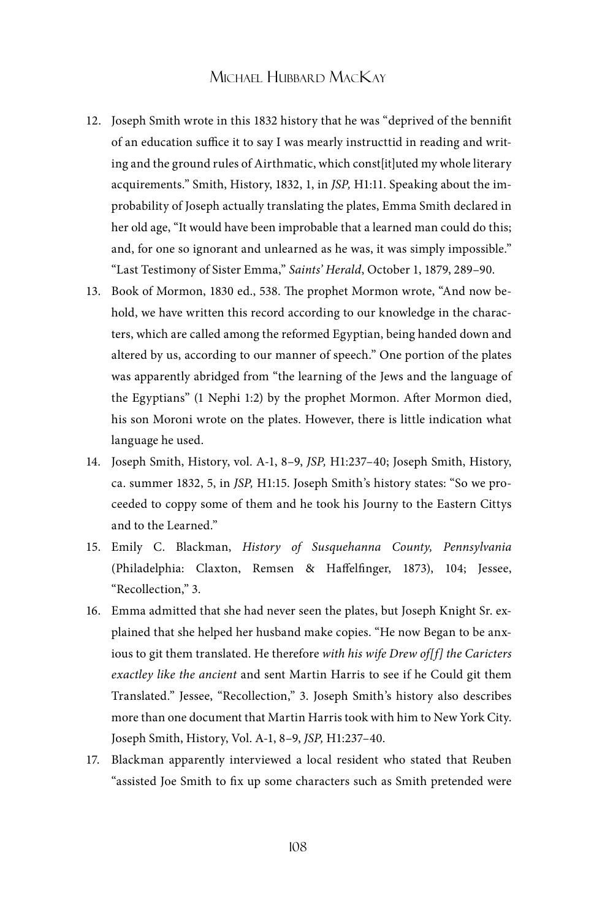12. Joseph Smith wrote in this 1832 history that he was "deprived of the bennifit of an education suffice it to say I was mearly instructtid in reading and writing and the ground rules of Airthmatic, which const[it]uted my whole literary acquirements." Smith, History, 1832, 1, in *JSP,* H1:11. Speaking about the improbability of Joseph actually translating the plates, Emma Smith declared in her old age, "It would have been improbable that a learned man could do this; and, for one so ignorant and unlearned as he was, it was simply impossible." "Last Testimony of Sister Emma," *Saints' Herald*, October 1, 1879, 289–90.
13. Book of Mormon, 1830 ed., 538. The prophet Mormon wrote, "And now behold, we have written this record according to our knowledge in the characters, which are called among the reformed Egyptian, being handed down and altered by us, according to our manner of speech." One portion of the plates was apparently abridged from "the learning of the Jews and the language of the Egyptians" (1 Nephi 1:2) by the prophet Mormon. After Mormon died, his son Moroni wrote on the plates. However, there is little indication what language he used.
14. Joseph Smith, History, vol. A-1, 8–9, *JSP,* H1:237–40; Joseph Smith, History, ca. summer 1832, 5, in *JSP,* H1:15. Joseph Smith's history states: "So we proceeded to coppy some of them and he took his Journy to the Eastern Cittys and to the Learned."
15. Emily C. Blackman, *History of Susquehanna County, Pennsylvania* (Philadelphia: Claxton, Remsen & Haffelfinger, 1873), 104; Jessee, "Recollection," 3.
16. Emma admitted that she had never seen the plates, but Joseph Knight Sr. explained that she helped her husband make copies. "He now Began to be anxious to git them translated. He therefore *with his wife Drew of[f] the Caricters exactley like the ancient* and sent Martin Harris to see if he Could git them Translated." Jessee, "Recollection," 3. Joseph Smith's history also describes more than one document that Martin Harris took with him to New York City. Joseph Smith, History, Vol. A-1, 8–9, *JSP,* H1:237–40.
17. Blackman apparently interviewed a local resident who stated that Reuben "assisted Joe Smith to fix up some characters such as Smith pretended were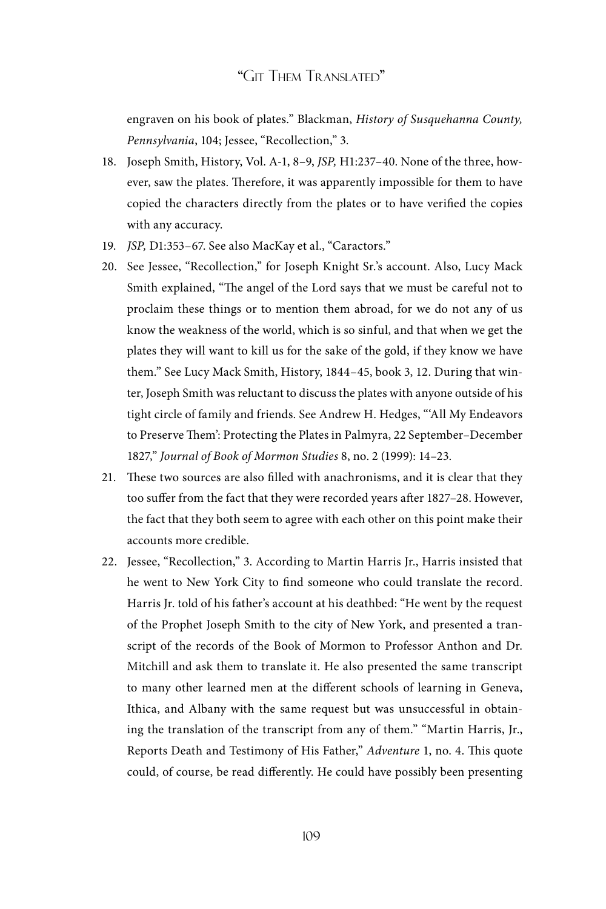engraven on his book of plates." Blackman, *History of Susquehanna County, Pennsylvania*, 104; Jessee, "Recollection," 3.

18. Joseph Smith, History, Vol. A-1, 8–9, *JSP,* H1:237–40. None of the three, however, saw the plates. Therefore, it was apparently impossible for them to have copied the characters directly from the plates or to have verified the copies with any accuracy.
19. *JSP,* D1:353–67. See also MacKay et al., "Caractors."
20. See Jessee, "Recollection," for Joseph Knight Sr.'s account. Also, Lucy Mack Smith explained, "The angel of the Lord says that we must be careful not to proclaim these things or to mention them abroad, for we do not any of us know the weakness of the world, which is so sinful, and that when we get the plates they will want to kill us for the sake of the gold, if they know we have them." See Lucy Mack Smith, History, 1844–45, book 3, 12. During that winter, Joseph Smith was reluctant to discuss the plates with anyone outside of his tight circle of family and friends. See Andrew H. Hedges, "'All My Endeavors to Preserve Them': Protecting the Plates in Palmyra, 22 September–December 1827," *Journal of Book of Mormon Studies* 8, no. 2 (1999): 14–23.
21. These two sources are also filled with anachronisms, and it is clear that they too suffer from the fact that they were recorded years after 1827–28. However, the fact that they both seem to agree with each other on this point make their accounts more credible.
22. Jessee, "Recollection," 3. According to Martin Harris Jr., Harris insisted that he went to New York City to find someone who could translate the record. Harris Jr. told of his father's account at his deathbed: "He went by the request of the Prophet Joseph Smith to the city of New York, and presented a transcript of the records of the Book of Mormon to Professor Anthon and Dr. Mitchill and ask them to translate it. He also presented the same transcript to many other learned men at the different schools of learning in Geneva, Ithica, and Albany with the same request but was unsuccessful in obtaining the translation of the transcript from any of them." "Martin Harris, Jr., Reports Death and Testimony of His Father," *Adventure* 1, no. 4. This quote could, of course, be read differently. He could have possibly been presenting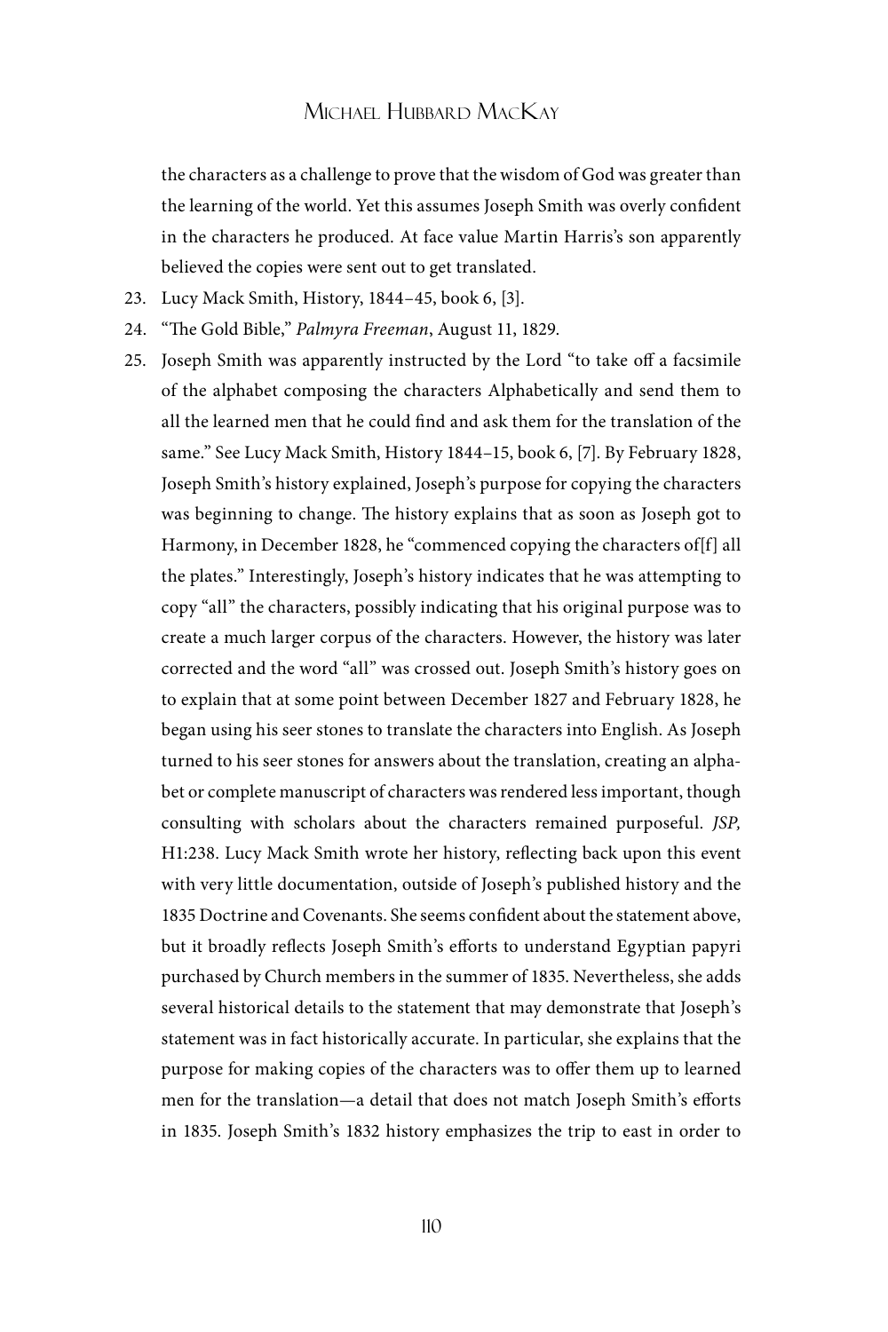the characters as a challenge to prove that the wisdom of God was greater than the learning of the world. Yet this assumes Joseph Smith was overly confident in the characters he produced. At face value Martin Harris's son apparently believed the copies were sent out to get translated.

23. Lucy Mack Smith, History, 1844–45, book 6, [3].
24. "The Gold Bible," *Palmyra Freeman*, August 11, 1829.
25. Joseph Smith was apparently instructed by the Lord "to take off a facsimile of the alphabet composing the characters Alphabetically and send them to all the learned men that he could find and ask them for the translation of the same." See Lucy Mack Smith, History 1844–15, book 6, [7]. By February 1828, Joseph Smith's history explained, Joseph's purpose for copying the characters was beginning to change. The history explains that as soon as Joseph got to Harmony, in December 1828, he "commenced copying the characters of[f] all the plates." Interestingly, Joseph's history indicates that he was attempting to copy "all" the characters, possibly indicating that his original purpose was to create a much larger corpus of the characters. However, the history was later corrected and the word "all" was crossed out. Joseph Smith's history goes on to explain that at some point between December 1827 and February 1828, he began using his seer stones to translate the characters into English. As Joseph turned to his seer stones for answers about the translation, creating an alphabet or complete manuscript of characters was rendered less important, though consulting with scholars about the characters remained purposeful. *JSP*, H1:238. Lucy Mack Smith wrote her history, reflecting back upon this event with very little documentation, outside of Joseph's published history and the 1835 Doctrine and Covenants. She seems confident about the statement above, but it broadly reflects Joseph Smith's efforts to understand Egyptian papyri purchased by Church members in the summer of 1835. Nevertheless, she adds several historical details to the statement that may demonstrate that Joseph's statement was in fact historically accurate. In particular, she explains that the purpose for making copies of the characters was to offer them up to learned men for the translation—a detail that does not match Joseph Smith's efforts in 1835. Joseph Smith's 1832 history emphasizes the trip to east in order to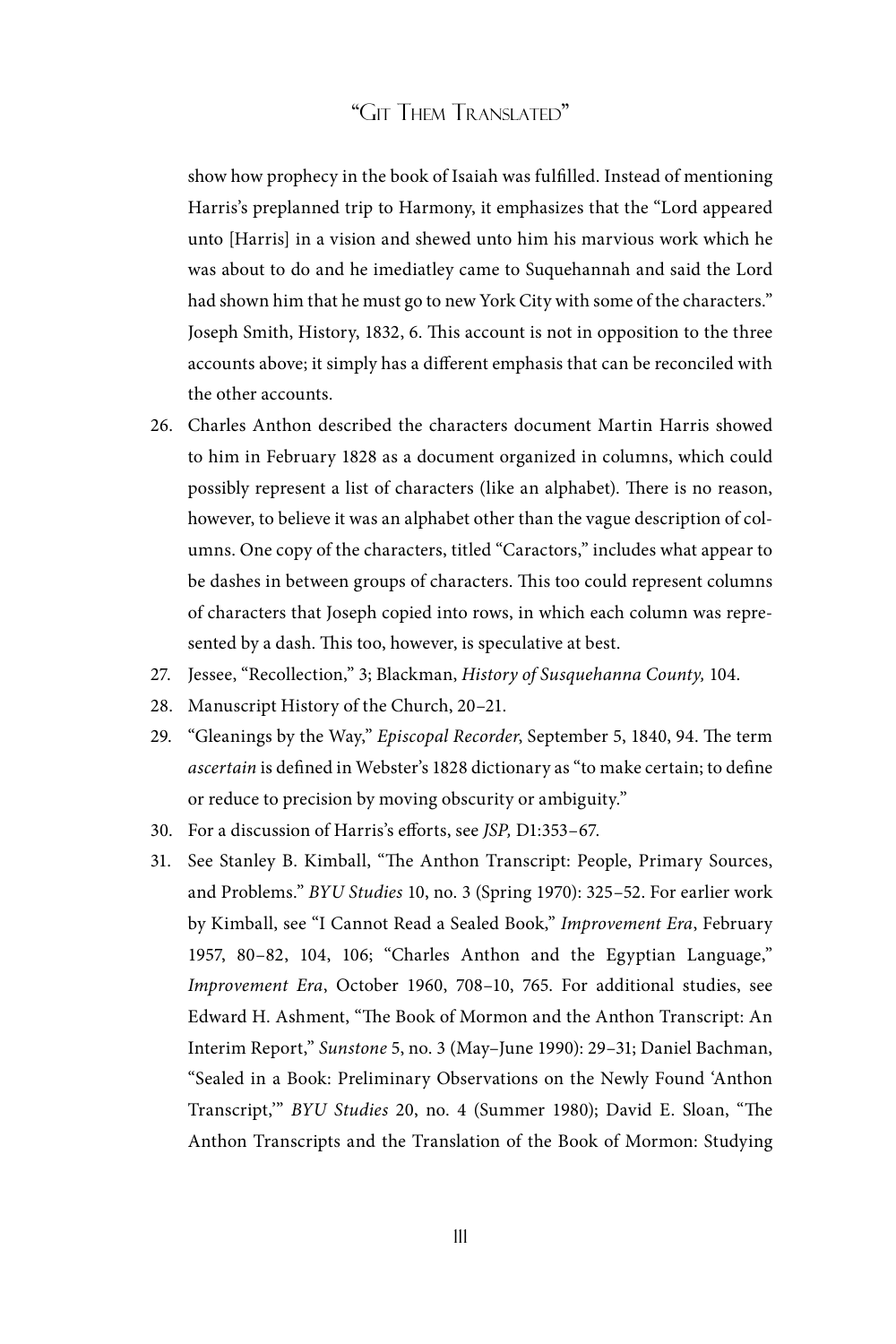show how prophecy in the book of Isaiah was fulfilled. Instead of mentioning Harris's preplanned trip to Harmony, it emphasizes that the "Lord appeared unto [Harris] in a vision and shewed unto him his marvious work which he was about to do and he imediatley came to Suquehannah and said the Lord had shown him that he must go to new York City with some of the characters." Joseph Smith, History, 1832, 6. This account is not in opposition to the three accounts above; it simply has a different emphasis that can be reconciled with the other accounts.

26. Charles Anthon described the characters document Martin Harris showed to him in February 1828 as a document organized in columns, which could possibly represent a list of characters (like an alphabet). There is no reason, however, to believe it was an alphabet other than the vague description of columns. One copy of the characters, titled "Caractors," includes what appear to be dashes in between groups of characters. This too could represent columns of characters that Joseph copied into rows, in which each column was represented by a dash. This too, however, is speculative at best.
27. Jessee, "Recollection," 3; Blackman, *History of Susquehanna County,* 104.
28. Manuscript History of the Church, 20–21.
29. "Gleanings by the Way," *Episcopal Recorder*, September 5, 1840, 94. The term *ascertain* is defined in Webster's 1828 dictionary as "to make certain; to define or reduce to precision by moving obscurity or ambiguity."
30. For a discussion of Harris's efforts, see *JSP,* D1:353–67.
31. See Stanley B. Kimball, "The Anthon Transcript: People, Primary Sources, and Problems." *BYU Studies* 10, no. 3 (Spring 1970): 325–52. For earlier work by Kimball, see "I Cannot Read a Sealed Book," *Improvement Era*, February 1957, 80–82, 104, 106; "Charles Anthon and the Egyptian Language," *Improvement Era*, October 1960, 708–10, 765. For additional studies, see Edward H. Ashment, "The Book of Mormon and the Anthon Transcript: An Interim Report," *Sunstone* 5, no. 3 (May–June 1990): 29–31; Daniel Bachman, "Sealed in a Book: Preliminary Observations on the Newly Found 'Anthon Transcript,'" *BYU Studies* 20, no. 4 (Summer 1980); David E. Sloan, "The Anthon Transcripts and the Translation of the Book of Mormon: Studying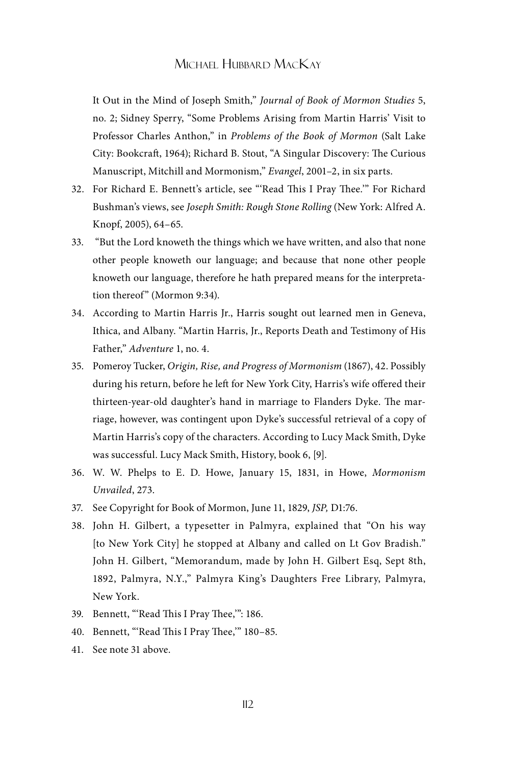It Out in the Mind of Joseph Smith," *Journal of Book of Mormon Studies* 5, no. 2; Sidney Sperry, "Some Problems Arising from Martin Harris' Visit to Professor Charles Anthon," in *Problems of the Book of Mormon* (Salt Lake City: Bookcraft, 1964); Richard B. Stout, "A Singular Discovery: The Curious Manuscript, Mitchill and Mormonism," *Evangel*, 2001–2, in six parts.

32. For Richard E. Bennett's article, see "'Read This I Pray Thee.'" For Richard Bushman's views, see *Joseph Smith: Rough Stone Rolling* (New York: Alfred A. Knopf, 2005), 64–65.
33. "But the Lord knoweth the things which we have written, and also that none other people knoweth our language; and because that none other people knoweth our language, therefore he hath prepared means for the interpretation thereof" (Mormon 9:34).
34. According to Martin Harris Jr., Harris sought out learned men in Geneva, Ithica, and Albany. "Martin Harris, Jr., Reports Death and Testimony of His Father," *Adventure* 1, no. 4.
35. Pomeroy Tucker, *Origin, Rise, and Progress of Mormonism* (1867), 42. Possibly during his return, before he left for New York City, Harris's wife offered their thirteen-year-old daughter's hand in marriage to Flanders Dyke. The marriage, however, was contingent upon Dyke's successful retrieval of a copy of Martin Harris's copy of the characters. According to Lucy Mack Smith, Dyke was successful. Lucy Mack Smith, History, book 6, [9].
36. W. W. Phelps to E. D. Howe, January 15, 1831, in Howe, *Mormonism Unvailed*, 273.
37. See Copyright for Book of Mormon, June 11, 1829, *JSP,* D1:76.
38. John H. Gilbert, a typesetter in Palmyra, explained that "On his way [to New York City] he stopped at Albany and called on Lt Gov Bradish." John H. Gilbert, "Memorandum, made by John H. Gilbert Esq, Sept 8th, 1892, Palmyra, N.Y.," Palmyra King's Daughters Free Library, Palmyra, New York.
39. Bennett, "'Read This I Pray Thee,'": 186.
40. Bennett, "'Read This I Pray Thee,'" 180–85.
41. See note 31 above.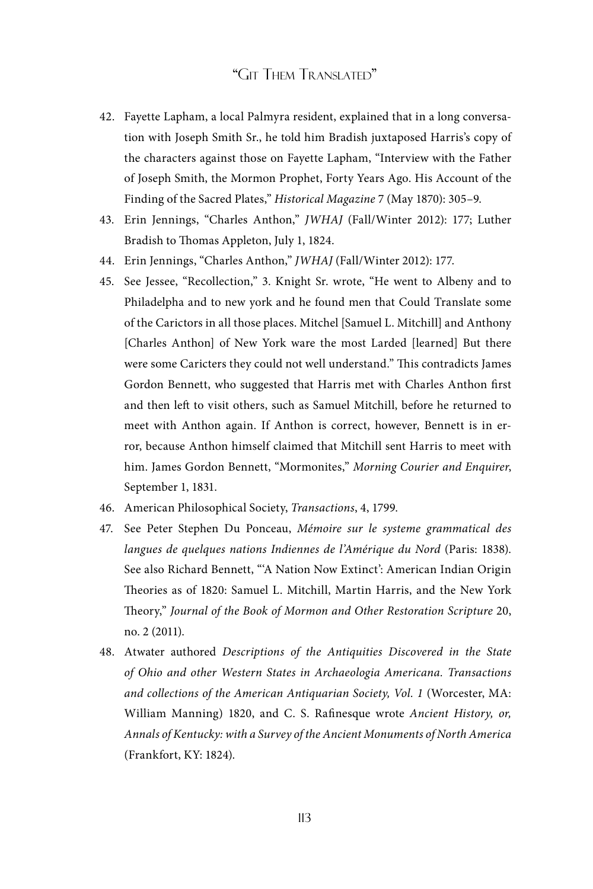42. Fayette Lapham, a local Palmyra resident, explained that in a long conversation with Joseph Smith Sr., he told him Bradish juxtaposed Harris's copy of the characters against those on Fayette Lapham, "Interview with the Father of Joseph Smith, the Mormon Prophet, Forty Years Ago. His Account of the Finding of the Sacred Plates," *Historical Magazine* 7 (May 1870): 305–9.
43. Erin Jennings, "Charles Anthon," *JWHAJ* (Fall/Winter 2012): 177; Luther Bradish to Thomas Appleton, July 1, 1824.
44. Erin Jennings, "Charles Anthon," *JWHAJ* (Fall/Winter 2012): 177.
45. See Jessee, "Recollection," 3. Knight Sr. wrote, "He went to Albeny and to Philadelpha and to new york and he found men that Could Translate some of the Carictors in all those places. Mitchel [Samuel L. Mitchill] and Anthony [Charles Anthon] of New York ware the most Larded [learned] But there were some Caricters they could not well understand." This contradicts James Gordon Bennett, who suggested that Harris met with Charles Anthon first and then left to visit others, such as Samuel Mitchill, before he returned to meet with Anthon again. If Anthon is correct, however, Bennett is in error, because Anthon himself claimed that Mitchill sent Harris to meet with him. James Gordon Bennett, "Mormonites," *Morning Courier and Enquirer*, September 1, 1831.
46. American Philosophical Society, *Transactions*, 4, 1799.
47. See Peter Stephen Du Ponceau, *Mémoire sur le systeme grammatical des langues de quelques nations Indiennes de l'Amérique du Nord* (Paris: 1838). See also Richard Bennett, "'A Nation Now Extinct': American Indian Origin Theories as of 1820: Samuel L. Mitchill, Martin Harris, and the New York Theory," *Journal of the Book of Mormon and Other Restoration Scripture* 20, no. 2 (2011).
48. Atwater authored *Descriptions of the Antiquities Discovered in the State of Ohio and other Western States in Archaeologia Americana. Transactions and collections of the American Antiquarian Society, Vol. 1* (Worcester, MA: William Manning) 1820, and C. S. Rafinesque wrote *Ancient History, or, Annals of Kentucky: with a Survey of the Ancient Monuments of North America* (Frankfort, KY: 1824).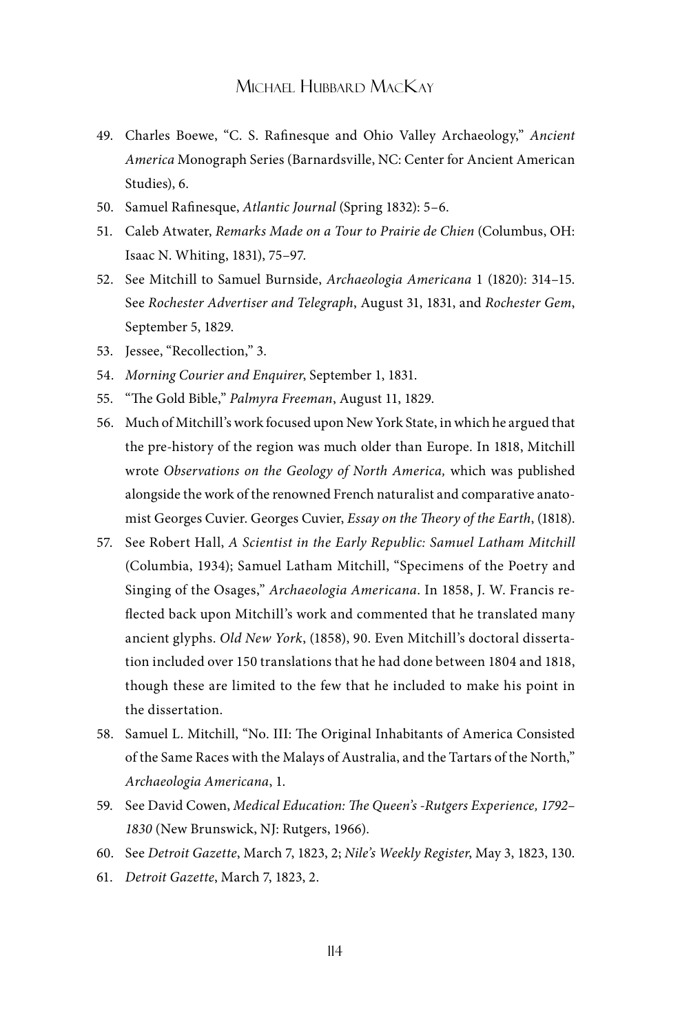49. Charles Boewe, "C. S. Rafinesque and Ohio Valley Archaeology," *Ancient America* Monograph Series (Barnardsville, NC: Center for Ancient American Studies), 6.
50. Samuel Rafinesque, *Atlantic Journal* (Spring 1832): 5–6.
51. Caleb Atwater, *Remarks Made on a Tour to Prairie de Chien* (Columbus, OH: Isaac N. Whiting, 1831), 75–97.
52. See Mitchill to Samuel Burnside, *Archaeologia Americana* 1 (1820): 314–15. See *Rochester Advertiser and Telegraph*, August 31, 1831, and *Rochester Gem*, September 5, 1829.
53. Jessee, "Recollection," 3.
54. *Morning Courier and Enquirer*, September 1, 1831.
55. "The Gold Bible," *Palmyra Freeman*, August 11, 1829.
56. Much of Mitchill's work focused upon New York State, in which he argued that the pre-history of the region was much older than Europe. In 1818, Mitchill wrote *Observations on the Geology of North America,* which was published alongside the work of the renowned French naturalist and comparative anatomist Georges Cuvier. Georges Cuvier, *Essay on the Theory of the Earth*, (1818).
57. See Robert Hall, *A Scientist in the Early Republic: Samuel Latham Mitchill* (Columbia, 1934); Samuel Latham Mitchill, "Specimens of the Poetry and Singing of the Osages," *Archaeologia Americana*. In 1858, J. W. Francis reflected back upon Mitchill's work and commented that he translated many ancient glyphs. *Old New York*, (1858), 90. Even Mitchill's doctoral dissertation included over 150 translations that he had done between 1804 and 1818, though these are limited to the few that he included to make his point in the dissertation.
58. Samuel L. Mitchill, "No. III: The Original Inhabitants of America Consisted of the Same Races with the Malays of Australia, and the Tartars of the North," *Archaeologia Americana*, 1.
59. See David Cowen, *Medical Education: The Queen's -Rutgers Experience, 1792–1830* (New Brunswick, NJ: Rutgers, 1966).
60. See *Detroit Gazette*, March 7, 1823, 2; *Nile's Weekly Register*, May 3, 1823, 130.
61. *Detroit Gazette*, March 7, 1823, 2.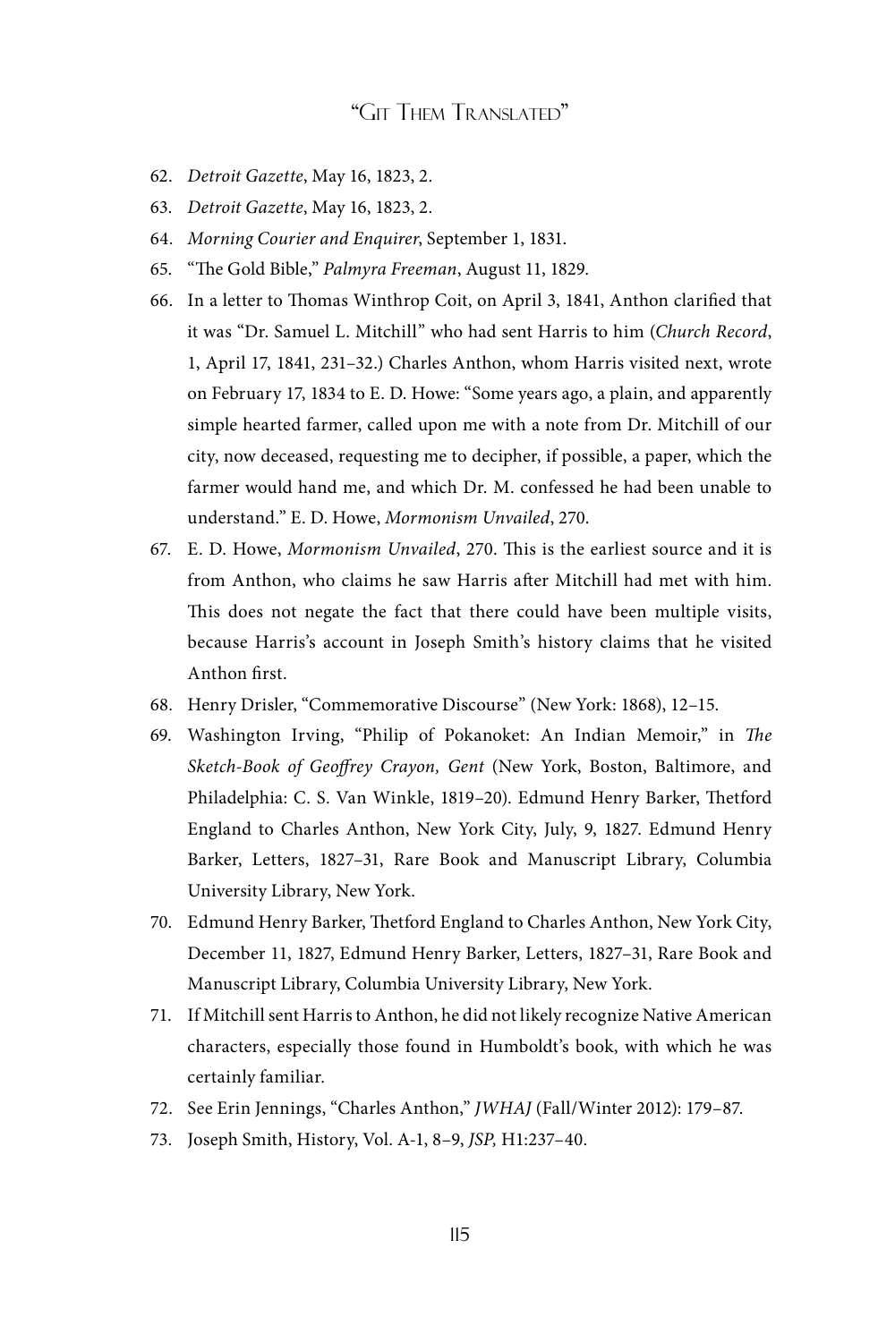62. *Detroit Gazette*, May 16, 1823, 2.
63. *Detroit Gazette*, May 16, 1823, 2.
64. *Morning Courier and Enquirer*, September 1, 1831.
65. "The Gold Bible," *Palmyra Freeman*, August 11, 1829.
66. In a letter to Thomas Winthrop Coit, on April 3, 1841, Anthon clarified that it was "Dr. Samuel L. Mitchill" who had sent Harris to him (*Church Record*, 1, April 17, 1841, 231–32.) Charles Anthon, whom Harris visited next, wrote on February 17, 1834 to E. D. Howe: "Some years ago, a plain, and apparently simple hearted farmer, called upon me with a note from Dr. Mitchill of our city, now deceased, requesting me to decipher, if possible, a paper, which the farmer would hand me, and which Dr. M. confessed he had been unable to understand." E. D. Howe, *Mormonism Unvailed*, 270.
67. E. D. Howe, *Mormonism Unvailed*, 270. This is the earliest source and it is from Anthon, who claims he saw Harris after Mitchill had met with him. This does not negate the fact that there could have been multiple visits, because Harris's account in Joseph Smith's history claims that he visited Anthon first.
68. Henry Drisler, "Commemorative Discourse" (New York: 1868), 12–15.
69. Washington Irving, "Philip of Pokanoket: An Indian Memoir," in *The Sketch-Book of Geoffrey Crayon, Gent* (New York, Boston, Baltimore, and Philadelphia: C. S. Van Winkle, 1819–20). Edmund Henry Barker, Thetford England to Charles Anthon, New York City, July, 9, 1827. Edmund Henry Barker, Letters, 1827–31, Rare Book and Manuscript Library, Columbia University Library, New York.
70. Edmund Henry Barker, Thetford England to Charles Anthon, New York City, December 11, 1827, Edmund Henry Barker, Letters, 1827–31, Rare Book and Manuscript Library, Columbia University Library, New York.
71. If Mitchill sent Harris to Anthon, he did not likely recognize Native American characters, especially those found in Humboldt's book, with which he was certainly familiar.
72. See Erin Jennings, "Charles Anthon," *JWHAJ* (Fall/Winter 2012): 179–87.
73. Joseph Smith, History, Vol. A-1, 8–9, *JSP,* H1:237–40.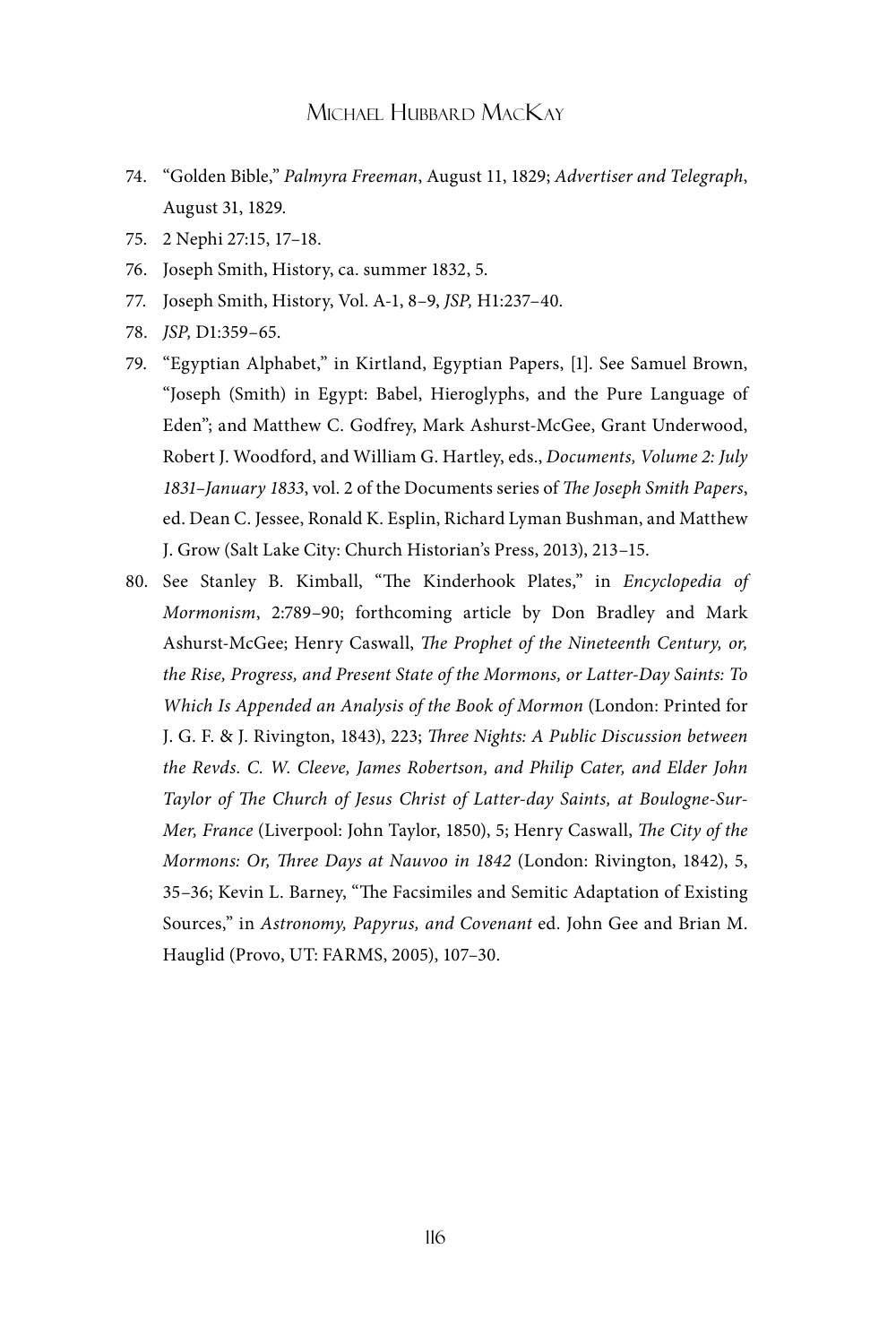74. "Golden Bible," *Palmyra Freeman*, August 11, 1829; *Advertiser and Telegraph*, August 31, 1829.
75. 2 Nephi 27:15, 17–18.
76. Joseph Smith, History, ca. summer 1832, 5.
77. Joseph Smith, History, Vol. A-1, 8–9, *JSP*, H1:237–40.
78. *JSP*, D1:359–65.
79. "Egyptian Alphabet," in Kirtland, Egyptian Papers, [1]. See Samuel Brown, "Joseph (Smith) in Egypt: Babel, Hieroglyphs, and the Pure Language of Eden"; and Matthew C. Godfrey, Mark Ashurst-McGee, Grant Underwood, Robert J. Woodford, and William G. Hartley, eds., *Documents, Volume 2: July 1831–January 1833*, vol. 2 of the Documents series of *The Joseph Smith Papers*, ed. Dean C. Jessee, Ronald K. Esplin, Richard Lyman Bushman, and Matthew J. Grow (Salt Lake City: Church Historian's Press, 2013), 213–15.
80. See Stanley B. Kimball, "The Kinderhook Plates," in *Encyclopedia of Mormonism*, 2:789–90; forthcoming article by Don Bradley and Mark Ashurst-McGee; Henry Caswall, *The Prophet of the Nineteenth Century, or, the Rise, Progress, and Present State of the Mormons, or Latter-Day Saints: To Which Is Appended an Analysis of the Book of Mormon* (London: Printed for J. G. F. & J. Rivington, 1843), 223; *Three Nights: A Public Discussion between the Revds. C. W. Cleeve, James Robertson, and Philip Cater, and Elder John Taylor of The Church of Jesus Christ of Latter-day Saints, at Boulogne-Sur-Mer, France* (Liverpool: John Taylor, 1850), 5; Henry Caswall, *The City of the Mormons: Or, Three Days at Nauvoo in 1842* (London: Rivington, 1842), 5, 35–36; Kevin L. Barney, "The Facsimiles and Semitic Adaptation of Existing Sources," in *Astronomy, Papyrus, and Covenant* ed. John Gee and Brian M. Hauglid (Provo, UT: FARMS, 2005), 107–30.